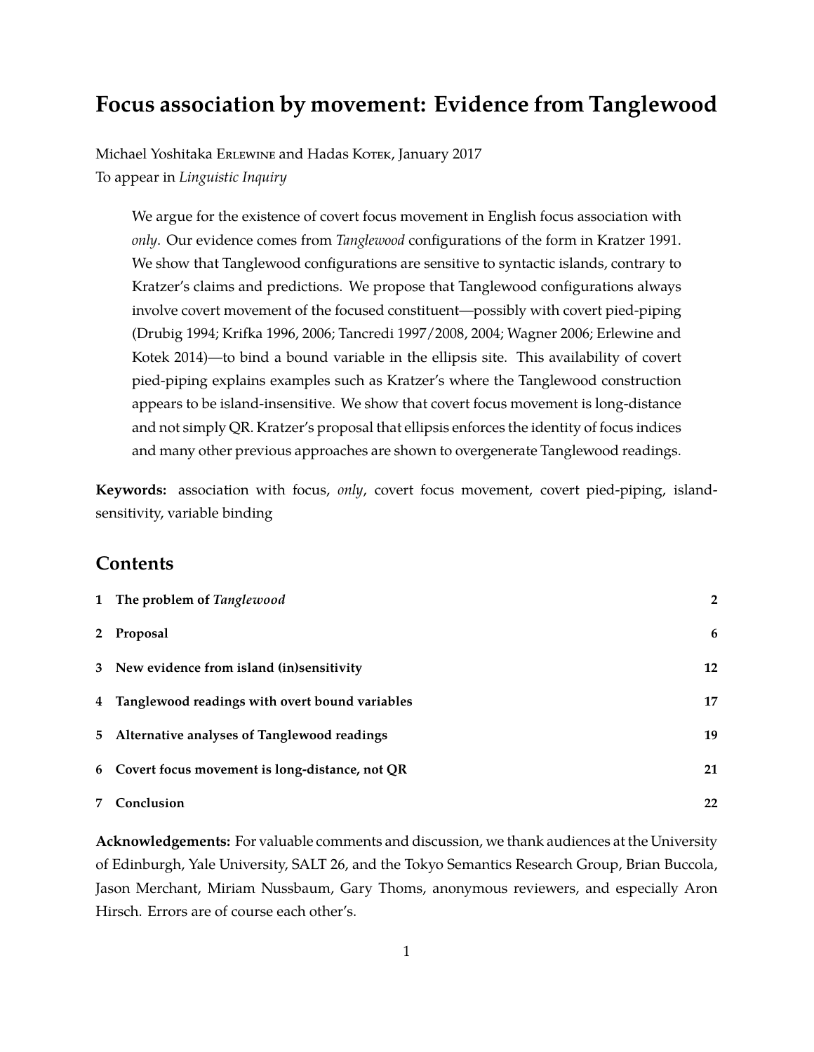# Focus association by movement: Evidence from Tanglewood

Michael Yoshitaka Erlewine and Hadas Kotek, January 2017
To appear in *Linguistic Inquiry*

> We argue for the existence of covert focus movement in English focus association with *only*. Our evidence comes from *Tanglewood* configurations of the form in Kratzer 1991. We show that Tanglewood configurations are sensitive to syntactic islands, contrary to Kratzer's claims and predictions. We propose that Tanglewood configurations always involve covert movement of the focused constituent—possibly with covert pied-piping (Drubig 1994; Krifka 1996, 2006; Tancredi 1997/2008, 2004; Wagner 2006; Erlewine and Kotek 2014)—to bind a bound variable in the ellipsis site. This availability of covert pied-piping explains examples such as Kratzer's where the Tanglewood construction appears to be island-insensitive. We show that covert focus movement is long-distance and not simply QR. Kratzer's proposal that ellipsis enforces the identity of focus indices and many other previous approaches are shown to overgenerate Tanglewood readings.

**Keywords:** association with focus, *only*, covert focus movement, covert pied-piping, island-sensitivity, variable binding

## Contents

| | | |
|---|---|---|
| **1** | **The problem of *Tanglewood*** | **2** |
| **2** | **Proposal** | **6** |
| **3** | **New evidence from island (in)sensitivity** | **12** |
| **4** | **Tanglewood readings with overt bound variables** | **17** |
| **5** | **Alternative analyses of Tanglewood readings** | **19** |
| **6** | **Covert focus movement is long-distance, not QR** | **21** |
| **7** | **Conclusion** | **22** |

**Acknowledgements:** For valuable comments and discussion, we thank audiences at the University of Edinburgh, Yale University, SALT 26, and the Tokyo Semantics Research Group, Brian Buccola, Jason Merchant, Miriam Nussbaum, Gary Thoms, anonymous reviewers, and especially Aron Hirsch. Errors are of course each other's.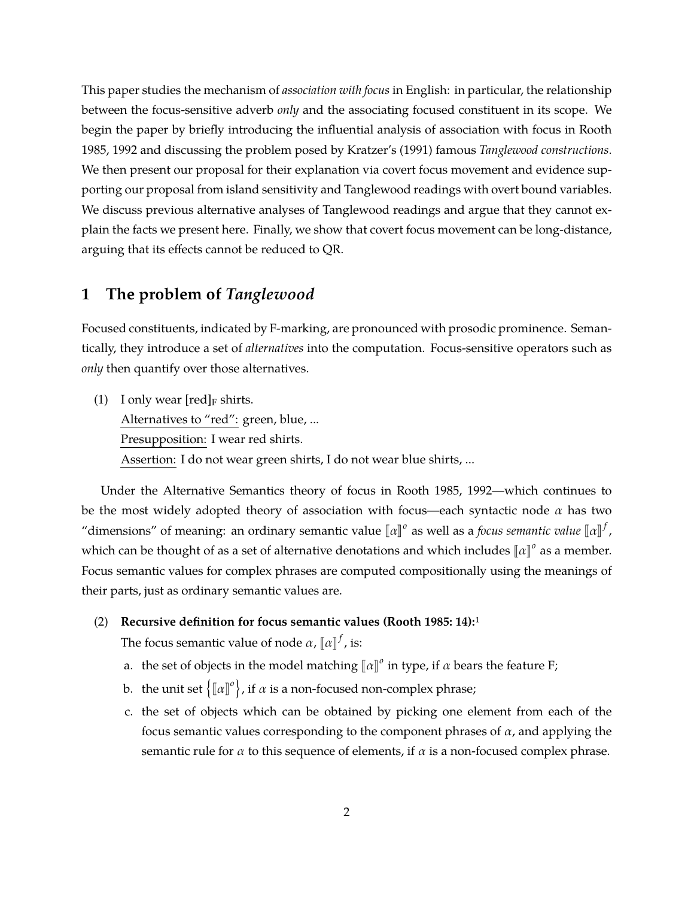This paper studies the mechanism of *association with focus* in English: in particular, the relationship between the focus-sensitive adverb *only* and the associating focused constituent in its scope. We begin the paper by briefly introducing the influential analysis of association with focus in Rooth 1985, 1992 and discussing the problem posed by Kratzer's (1991) famous *Tanglewood constructions*. We then present our proposal for their explanation via covert focus movement and evidence supporting our proposal from island sensitivity and Tanglewood readings with overt bound variables. We discuss previous alternative analyses of Tanglewood readings and argue that they cannot explain the facts we present here. Finally, we show that covert focus movement can be long-distance, arguing that its effects cannot be reduced to QR.

## 1 The problem of *Tanglewood*

Focused constituents, indicated by F-marking, are pronounced with prosodic prominence. Semantically, they introduce a set of *alternatives* into the computation. Focus-sensitive operators such as *only* then quantify over those alternatives.

(1) I only wear [red]$_F$ shirts.
   Alternatives to "red": green, blue, ...
   Presupposition: I wear red shirts.
   Assertion: I do not wear green shirts, I do not wear blue shirts, ...

Under the Alternative Semantics theory of focus in Rooth 1985, 1992—which continues to be the most widely adopted theory of association with focus—each syntactic node $\alpha$ has two "dimensions" of meaning: an ordinary semantic value $[\![\alpha]\!]^o$ as well as a *focus semantic value* $[\![\alpha]\!]^f$, which can be thought of as a set of alternative denotations and which includes $[\![\alpha]\!]^o$ as a member. Focus semantic values for complex phrases are computed compositionally using the meanings of their parts, just as ordinary semantic values are.

(2) **Recursive definition for focus semantic values (Rooth 1985: 14):**[1]
   The focus semantic value of node $\alpha$, $[\![\alpha]\!]^f$, is:
   a. the set of objects in the model matching $[\![\alpha]\!]^o$ in type, if $\alpha$ bears the feature F;
   b. the unit set $\left\{[\![\alpha]\!]^o\right\}$, if $\alpha$ is a non-focused non-complex phrase;
   c. the set of objects which can be obtained by picking one element from each of the focus semantic values corresponding to the component phrases of $\alpha$, and applying the semantic rule for $\alpha$ to this sequence of elements, if $\alpha$ is a non-focused complex phrase.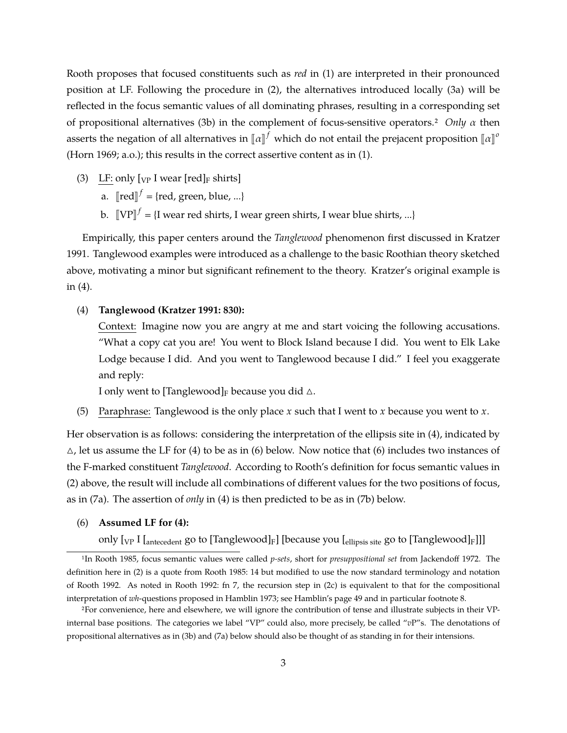Rooth proposes that focused constituents such as *red* in (1) are interpreted in their pronounced position at LF. Following the procedure in (2), the alternatives introduced locally (3a) will be reflected in the focus semantic values of all dominating phrases, resulting in a corresponding set of propositional alternatives (3b) in the complement of focus-sensitive operators.[2] *Only* $\alpha$ then asserts the negation of all alternatives in $[\![\alpha]\!]^f$ which do not entail the prejacent proposition $[\![\alpha]\!]^o$ (Horn 1969; a.o.); this results in the correct assertive content as in (1).

(3) LF: only [$_{\text{VP}}$ I wear [red]$_{\text{F}}$ shirts]

   a. $[\![\text{red}]\!]^f$ = {red, green, blue, ...}

   b. $[\![\text{VP}]\!]^f$ = {I wear red shirts, I wear green shirts, I wear blue shirts, ...}

Empirically, this paper centers around the *Tanglewood* phenomenon first discussed in Kratzer 1991. Tanglewood examples were introduced as a challenge to the basic Roothian theory sketched above, motivating a minor but significant refinement to the theory. Kratzer's original example is in (4).

(4) **Tanglewood (Kratzer 1991: 830):**

   Context: Imagine now you are angry at me and start voicing the following accusations. "What a copy cat you are! You went to Block Island because I did. You went to Elk Lake Lodge because I did. And you went to Tanglewood because I did." I feel you exaggerate and reply:

   I only went to [Tanglewood]$_{\text{F}}$ because you did $\triangle$.

(5) Paraphrase: Tanglewood is the only place $x$ such that I went to $x$ because you went to $x$.

Her observation is as follows: considering the interpretation of the ellipsis site in (4), indicated by $\triangle$, let us assume the LF for (4) to be as in (6) below. Now notice that (6) includes two instances of the F-marked constituent *Tanglewood*. According to Rooth's definition for focus semantic values in (2) above, the result will include all combinations of different values for the two positions of focus, as in (7a). The assertion of *only* in (4) is then predicted to be as in (7b) below.

(6) **Assumed LF for (4):**

   only [$_{\text{VP}}$ I [$_{\text{antecedent}}$ go to [Tanglewood]$_{\text{F}}$] [because you [$_{\text{ellipsis site}}$ go to [Tanglewood]$_{\text{F}}$]]]

---

[1] In Rooth 1985, focus semantic values were called *p-sets*, short for *presuppositional set* from Jackendoff 1972. The definition here in (2) is a quote from Rooth 1985: 14 but modified to use the now standard terminology and notation of Rooth 1992. As noted in Rooth 1992: fn 7, the recursion step in (2c) is equivalent to that for the compositional interpretation of *wh*-questions proposed in Hamblin 1973; see Hamblin's page 49 and in particular footnote 8.

[2] For convenience, here and elsewhere, we will ignore the contribution of tense and illustrate subjects in their VP-internal base positions. The categories we label "VP" could also, more precisely, be called "$v$P"s. The denotations of propositional alternatives as in (3b) and (7a) below should also be thought of as standing in for their intensions.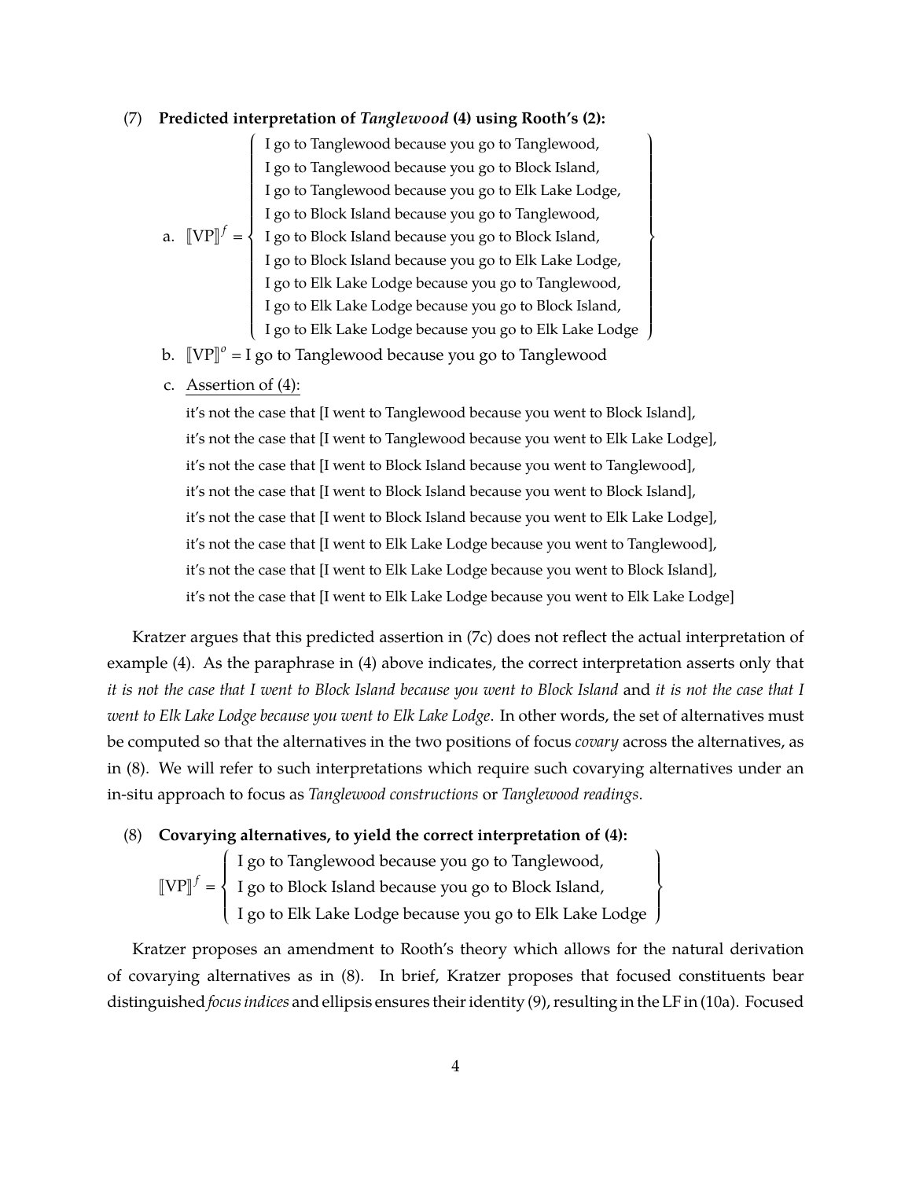(7) **Predicted interpretation of *Tanglewood* (4) using Rooth's (2):**

a. $[\![\text{VP}]\!]^f = \left\{\begin{array}{l} \text{I go to Tanglewood because you go to Tanglewood,} \\ \text{I go to Tanglewood because you go to Block Island,} \\ \text{I go to Tanglewood because you go to Elk Lake Lodge,} \\ \text{I go to Block Island because you go to Tanglewood,} \\ \text{I go to Block Island because you go to Block Island,} \\ \text{I go to Block Island because you go to Elk Lake Lodge,} \\ \text{I go to Elk Lake Lodge because you go to Tanglewood,} \\ \text{I go to Elk Lake Lodge because you go to Block Island,} \\ \text{I go to Elk Lake Lodge because you go to Elk Lake Lodge} \end{array}\right\}$

b. $[\![\text{VP}]\!]^o$ = I go to Tanglewood because you go to Tanglewood

c. Assertion of (4):

it's not the case that [I went to Tanglewood because you went to Block Island],
it's not the case that [I went to Tanglewood because you went to Elk Lake Lodge],
it's not the case that [I went to Block Island because you went to Tanglewood],
it's not the case that [I went to Block Island because you went to Block Island],
it's not the case that [I went to Block Island because you went to Elk Lake Lodge],
it's not the case that [I went to Elk Lake Lodge because you went to Tanglewood],
it's not the case that [I went to Elk Lake Lodge because you went to Block Island],
it's not the case that [I went to Elk Lake Lodge because you went to Elk Lake Lodge]

Kratzer argues that this predicted assertion in (7c) does not reflect the actual interpretation of example (4). As the paraphrase in (4) above indicates, the correct interpretation asserts only that *it is not the case that I went to Block Island because you went to Block Island* and *it is not the case that I went to Elk Lake Lodge because you went to Elk Lake Lodge*. In other words, the set of alternatives must be computed so that the alternatives in the two positions of focus *covary* across the alternatives, as in (8). We will refer to such interpretations which require such covarying alternatives under an in-situ approach to focus as *Tanglewood constructions* or *Tanglewood readings.*

(8) **Covarying alternatives, to yield the correct interpretation of (4):**

$[\![\text{VP}]\!]^f = \left\{\begin{array}{l} \text{I go to Tanglewood because you go to Tanglewood,} \\ \text{I go to Block Island because you go to Block Island,} \\ \text{I go to Elk Lake Lodge because you go to Elk Lake Lodge} \end{array}\right\}$

Kratzer proposes an amendment to Rooth's theory which allows for the natural derivation of covarying alternatives as in (8). In brief, Kratzer proposes that focused constituents bear distinguished *focus indices* and ellipsis ensures their identity (9), resulting in the LF in (10a). Focused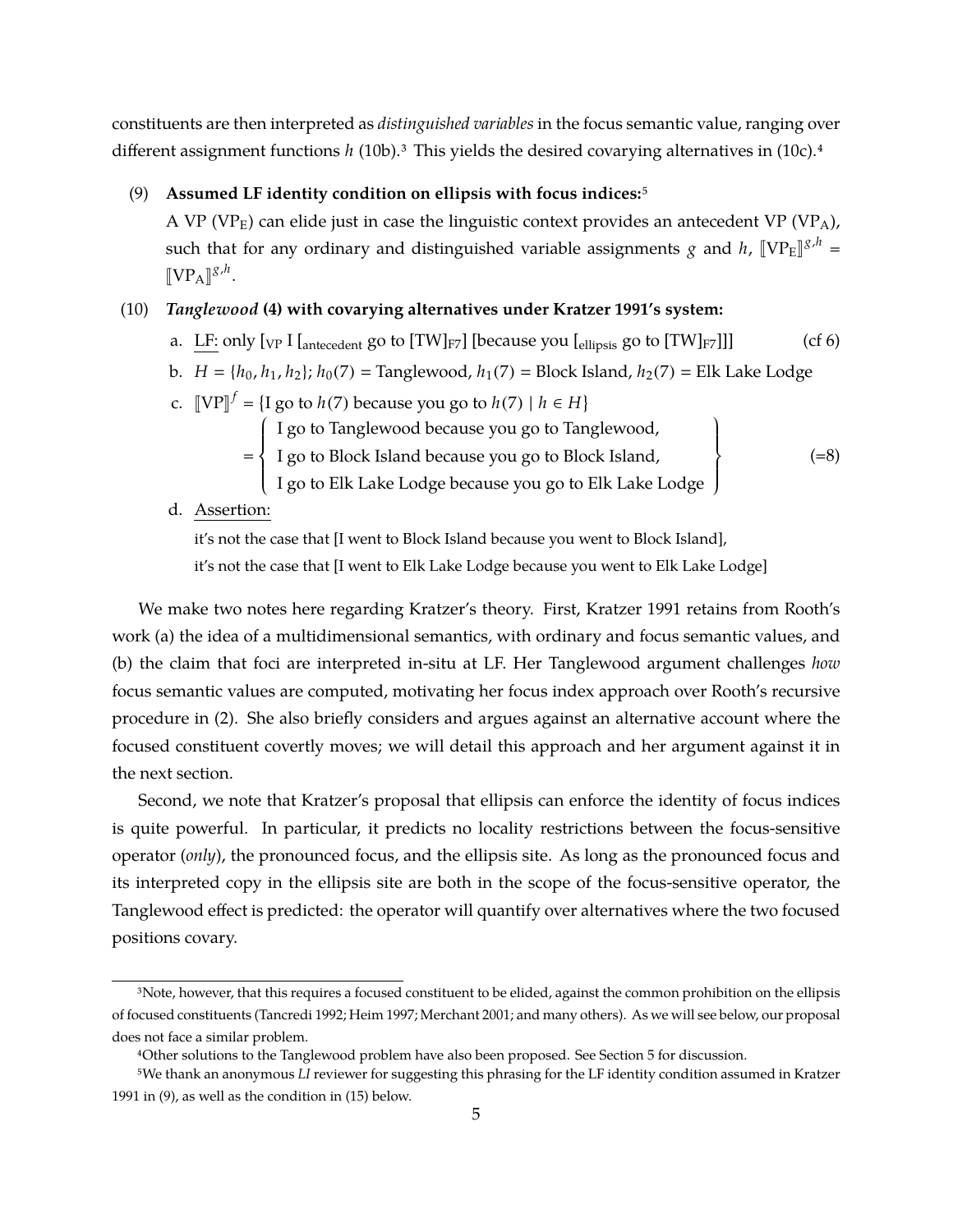constituents are then interpreted as *distinguished variables* in the focus semantic value, ranging over different assignment functions $h$ (10b).[3] This yields the desired covarying alternatives in (10c).[4]

(9) **Assumed LF identity condition on ellipsis with focus indices:**[5]
A VP ($VP_E$) can elide just in case the linguistic context provides an antecedent VP ($VP_A$), such that for any ordinary and distinguished variable assignments $g$ and $h$, $[\![VP_E]\!]^{g,h} = [\![VP_A]\!]^{g,h}$.

(10) ***Tanglewood* (4) with covarying alternatives under Kratzer 1991's system:**

a. LF: only [$_{VP}$ I [$_{antecedent}$ go to [TW]$_{F7}$] [because you [$_{ellipsis}$ go to [TW]$_{F7}$]]] (cf 6)

b. $H = \{h_0, h_1, h_2\}$; $h_0(7)$ = Tanglewood, $h_1(7)$ = Block Island, $h_2(7)$ = Elk Lake Lodge

c. $[\![VP]\!]^f$ = {I go to $h(7)$ because you go to $h(7)$ | $h \in H$}
= { I go to Tanglewood because you go to Tanglewood,
I go to Block Island because you go to Block Island,
I go to Elk Lake Lodge because you go to Elk Lake Lodge } (=8)

d. Assertion:
it's not the case that [I went to Block Island because you went to Block Island],
it's not the case that [I went to Elk Lake Lodge because you went to Elk Lake Lodge]

We make two notes here regarding Kratzer's theory. First, Kratzer 1991 retains from Rooth's work (a) the idea of a multidimensional semantics, with ordinary and focus semantic values, and (b) the claim that foci are interpreted in-situ at LF. Her Tanglewood argument challenges *how* focus semantic values are computed, motivating her focus index approach over Rooth's recursive procedure in (2). She also briefly considers and argues against an alternative account where the focused constituent covertly moves; we will detail this approach and her argument against it in the next section.

Second, we note that Kratzer's proposal that ellipsis can enforce the identity of focus indices is quite powerful. In particular, it predicts no locality restrictions between the focus-sensitive operator (*only*), the pronounced focus, and the ellipsis site. As long as the pronounced focus and its interpreted copy in the ellipsis site are both in the scope of the focus-sensitive operator, the Tanglewood effect is predicted: the operator will quantify over alternatives where the two focused positions covary.

---

[3] Note, however, that this requires a focused constituent to be elided, against the common prohibition on the ellipsis of focused constituents (Tancredi 1992; Heim 1997; Merchant 2001; and many others). As we will see below, our proposal does not face a similar problem.

[4] Other solutions to the Tanglewood problem have also been proposed. See Section 5 for discussion.

[5] We thank an anonymous *LI* reviewer for suggesting this phrasing for the LF identity condition assumed in Kratzer 1991 in (9), as well as the condition in (15) below.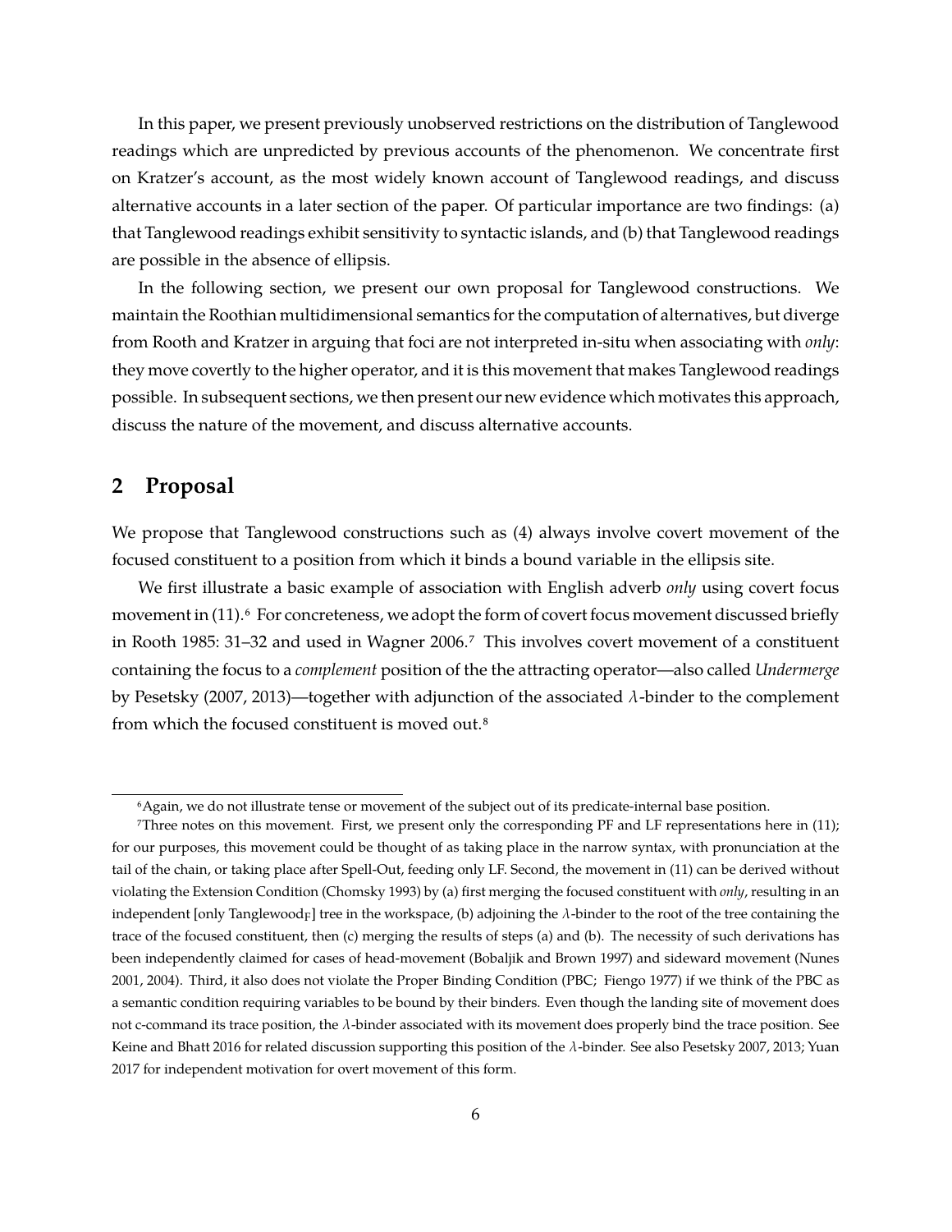In this paper, we present previously unobserved restrictions on the distribution of Tanglewood readings which are unpredicted by previous accounts of the phenomenon. We concentrate first on Kratzer's account, as the most widely known account of Tanglewood readings, and discuss alternative accounts in a later section of the paper. Of particular importance are two findings: (a) that Tanglewood readings exhibit sensitivity to syntactic islands, and (b) that Tanglewood readings are possible in the absence of ellipsis.

In the following section, we present our own proposal for Tanglewood constructions. We maintain the Roothian multidimensional semantics for the computation of alternatives, but diverge from Rooth and Kratzer in arguing that foci are not interpreted in-situ when associating with *only*: they move covertly to the higher operator, and it is this movement that makes Tanglewood readings possible. In subsequent sections, we then present our new evidence which motivates this approach, discuss the nature of the movement, and discuss alternative accounts.

## 2 Proposal

We propose that Tanglewood constructions such as (4) always involve covert movement of the focused constituent to a position from which it binds a bound variable in the ellipsis site.

We first illustrate a basic example of association with English adverb *only* using covert focus movement in (11).[6] For concreteness, we adopt the form of covert focus movement discussed briefly in Rooth 1985: 31–32 and used in Wagner 2006.[7] This involves covert movement of a constituent containing the focus to a *complement* position of the the attracting operator—also called *Undermerge* by Pesetsky (2007, 2013)—together with adjunction of the associated $\lambda$-binder to the complement from which the focused constituent is moved out.[8]

---

[6] Again, we do not illustrate tense or movement of the subject out of its predicate-internal base position.

[7] Three notes on this movement. First, we present only the corresponding PF and LF representations here in (11); for our purposes, this movement could be thought of as taking place in the narrow syntax, with pronunciation at the tail of the chain, or taking place after Spell-Out, feeding only LF. Second, the movement in (11) can be derived without violating the Extension Condition (Chomsky 1993) by (a) first merging the focused constituent with *only*, resulting in an independent [only Tanglewood$_{F}$] tree in the workspace, (b) adjoining the $\lambda$-binder to the root of the tree containing the trace of the focused constituent, then (c) merging the results of steps (a) and (b). The necessity of such derivations has been independently claimed for cases of head-movement (Bobaljik and Brown 1997) and sideward movement (Nunes 2001, 2004). Third, it also does not violate the Proper Binding Condition (PBC; Fiengo 1977) if we think of the PBC as a semantic condition requiring variables to be bound by their binders. Even though the landing site of movement does not c-command its trace position, the $\lambda$-binder associated with its movement does properly bind the trace position. See Keine and Bhatt 2016 for related discussion supporting this position of the $\lambda$-binder. See also Pesetsky 2007, 2013; Yuan 2017 for independent motivation for overt movement of this form.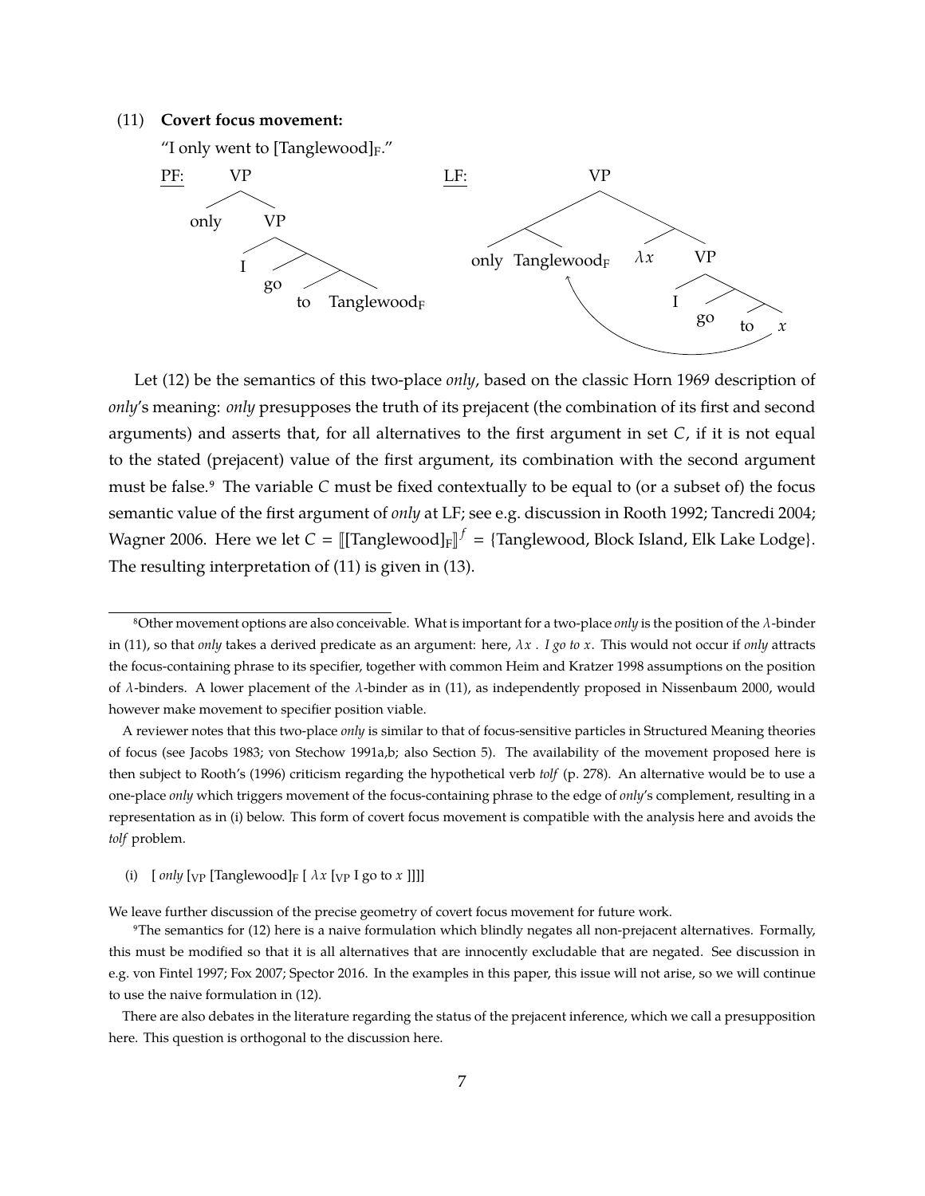(11) **Covert focus movement:**

"I only went to [Tanglewood]$_F$."

PF: [$_{VP}$ only [$_{VP}$ I [go [to Tanglewood$_F$]]]]

LF: [$_{VP}$ [only Tanglewood$_F$] [$\lambda x$ [$_{VP}$ I [go [to $x$]]]]]

Let (12) be the semantics of this two-place *only*, based on the classic Horn 1969 description of *only*'s meaning: *only* presupposes the truth of its prejacent (the combination of its first and second arguments) and asserts that, for all alternatives to the first argument in set $C$, if it is not equal to the stated (prejacent) value of the first argument, its combination with the second argument must be false.[9] The variable $C$ must be fixed contextually to be equal to (or a subset of) the focus semantic value of the first argument of *only* at LF; see e.g. discussion in Rooth 1992; Tancredi 2004; Wagner 2006. Here we let $C = [\![[\text{Tanglewood}]_F]\!]^f$ = {Tanglewood, Block Island, Elk Lake Lodge}. The resulting interpretation of (11) is given in (13).

---

[8]Other movement options are also conceivable. What is important for a two-place *only* is the position of the $\lambda$-binder in (11), so that *only* takes a derived predicate as an argument: here, $\lambda x$ . *I go to x*. This would not occur if *only* attracts the focus-containing phrase to its specifier, together with common Heim and Kratzer 1998 assumptions on the position of $\lambda$-binders. A lower placement of the $\lambda$-binder as in (11), as independently proposed in Nissenbaum 2000, would however make movement to specifier position viable.

A reviewer notes that this two-place *only* is similar to that of focus-sensitive particles in Structured Meaning theories of focus (see Jacobs 1983; von Stechow 1991a,b; also Section 5). The availability of the movement proposed here is then subject to Rooth's (1996) criticism regarding the hypothetical verb *tolf* (p. 278). An alternative would be to use a one-place *only* which triggers movement of the focus-containing phrase to the edge of *only*'s complement, resulting in a representation as in (i) below. This form of covert focus movement is compatible with the analysis here and avoids the *tolf* problem.

(i) [ *only* [$_{VP}$ [Tanglewood]$_F$ [ $\lambda x$ [$_{VP}$ I go to $x$ ]]]]

We leave further discussion of the precise geometry of covert focus movement for future work.

[9]The semantics for (12) here is a naive formulation which blindly negates all non-prejacent alternatives. Formally, this must be modified so that it is all alternatives that are innocently excludable that are negated. See discussion in e.g. von Fintel 1997; Fox 2007; Spector 2016. In the examples in this paper, this issue will not arise, so we will continue to use the naive formulation in (12).

There are also debates in the literature regarding the status of the prejacent inference, which we call a presupposition here. This question is orthogonal to the discussion here.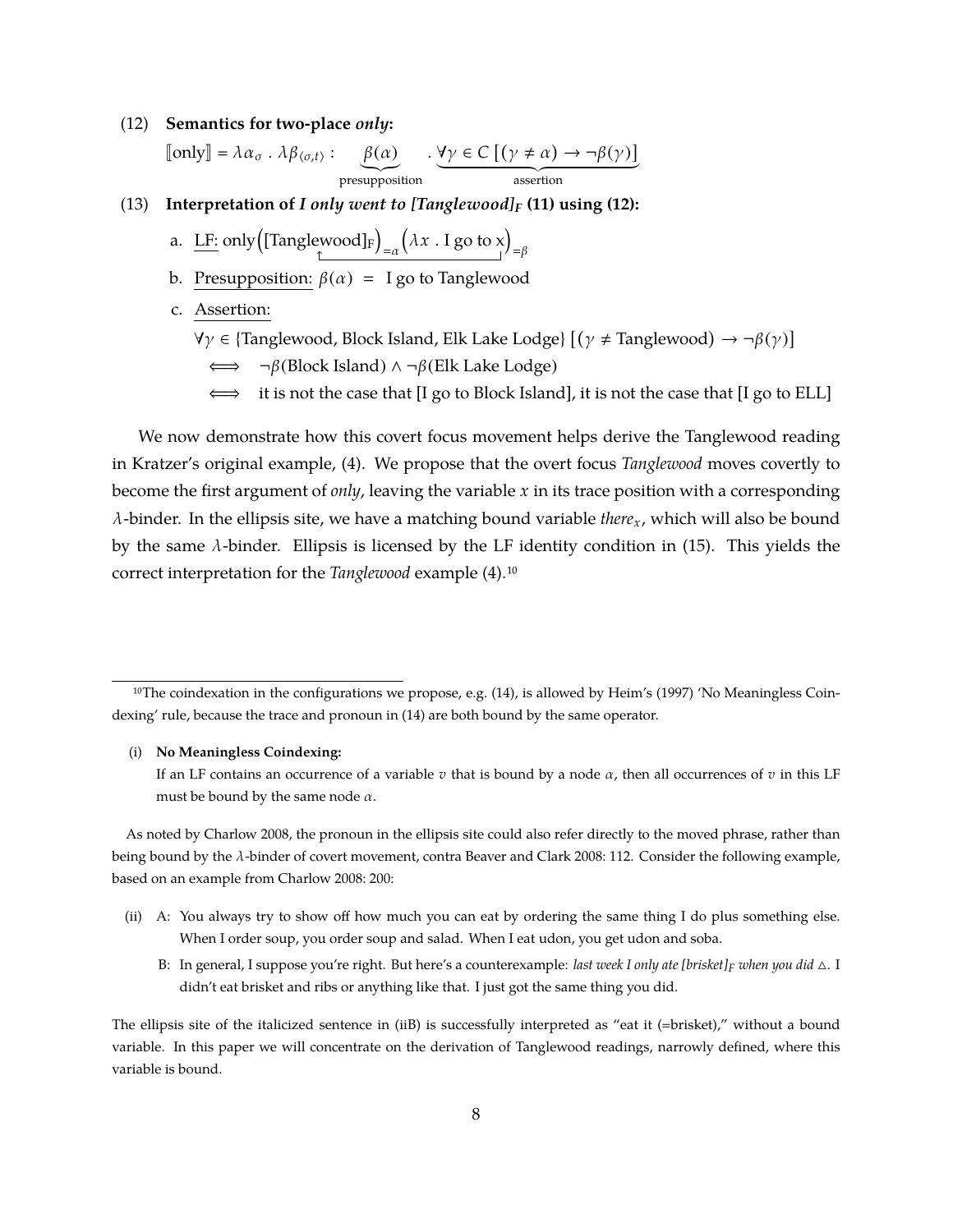(12) **Semantics for two-place *only*:**

$$[\![\text{only}]\!] = \lambda\alpha_\sigma \,.\, \lambda\beta_{\langle\sigma,t\rangle} : \underbrace{\beta(\alpha)}_{\text{presupposition}} \,.\, \underbrace{\forall\gamma \in C\,[(\gamma \neq \alpha) \rightarrow \neg\beta(\gamma)]}_{\text{assertion}}$$

(13) **Interpretation of *I only went to [Tanglewood]$_F$* (11) using (12):**

a. <u>LF:</u> $\text{only}\Big([\text{Tanglewood}]_F\Big)_{=\alpha}\Big(\lambda x \,.\, \text{I go to x}\Big)_{=\beta}$

b. <u>Presupposition:</u> $\beta(\alpha)$ = I go to Tanglewood

c. <u>Assertion:</u>

$\forall\gamma \in$ {Tanglewood, Block Island, Elk Lake Lodge} $[(\gamma \neq \text{Tanglewood}) \rightarrow \neg\beta(\gamma)]$

$\iff \neg\beta(\text{Block Island}) \wedge \neg\beta(\text{Elk Lake Lodge})$

$\iff$ it is not the case that [I go to Block Island], it is not the case that [I go to ELL]

We now demonstrate how this covert focus movement helps derive the Tanglewood reading in Kratzer's original example, (4). We propose that the overt focus *Tanglewood* moves covertly to become the first argument of *only*, leaving the variable $x$ in its trace position with a corresponding $\lambda$-binder. In the ellipsis site, we have a matching bound variable *there*$_x$, which will also be bound by the same $\lambda$-binder. Ellipsis is licensed by the LF identity condition in (15). This yields the correct interpretation for the *Tanglewood* example (4).[10]

---

[10]The coindexation in the configurations we propose, e.g. (14), is allowed by Heim's (1997) 'No Meaningless Coindexing' rule, because the trace and pronoun in (14) are both bound by the same operator.

(i) **No Meaningless Coindexing:**
If an LF contains an occurrence of a variable $v$ that is bound by a node $\alpha$, then all occurrences of $v$ in this LF must be bound by the same node $\alpha$.

As noted by Charlow 2008, the pronoun in the ellipsis site could also refer directly to the moved phrase, rather than being bound by the $\lambda$-binder of covert movement, contra Beaver and Clark 2008: 112. Consider the following example, based on an example from Charlow 2008: 200:

(ii) A: You always try to show off how much you can eat by ordering the same thing I do plus something else. When I order soup, you order soup and salad. When I eat udon, you get udon and soba.

B: In general, I suppose you're right. But here's a counterexample: *last week I only ate [brisket]$_F$ when you did* $\triangle$. I didn't eat brisket and ribs or anything like that. I just got the same thing you did.

The ellipsis site of the italicized sentence in (iiB) is successfully interpreted as "eat it (=brisket)," without a bound variable. In this paper we will concentrate on the derivation of Tanglewood readings, narrowly defined, where this variable is bound.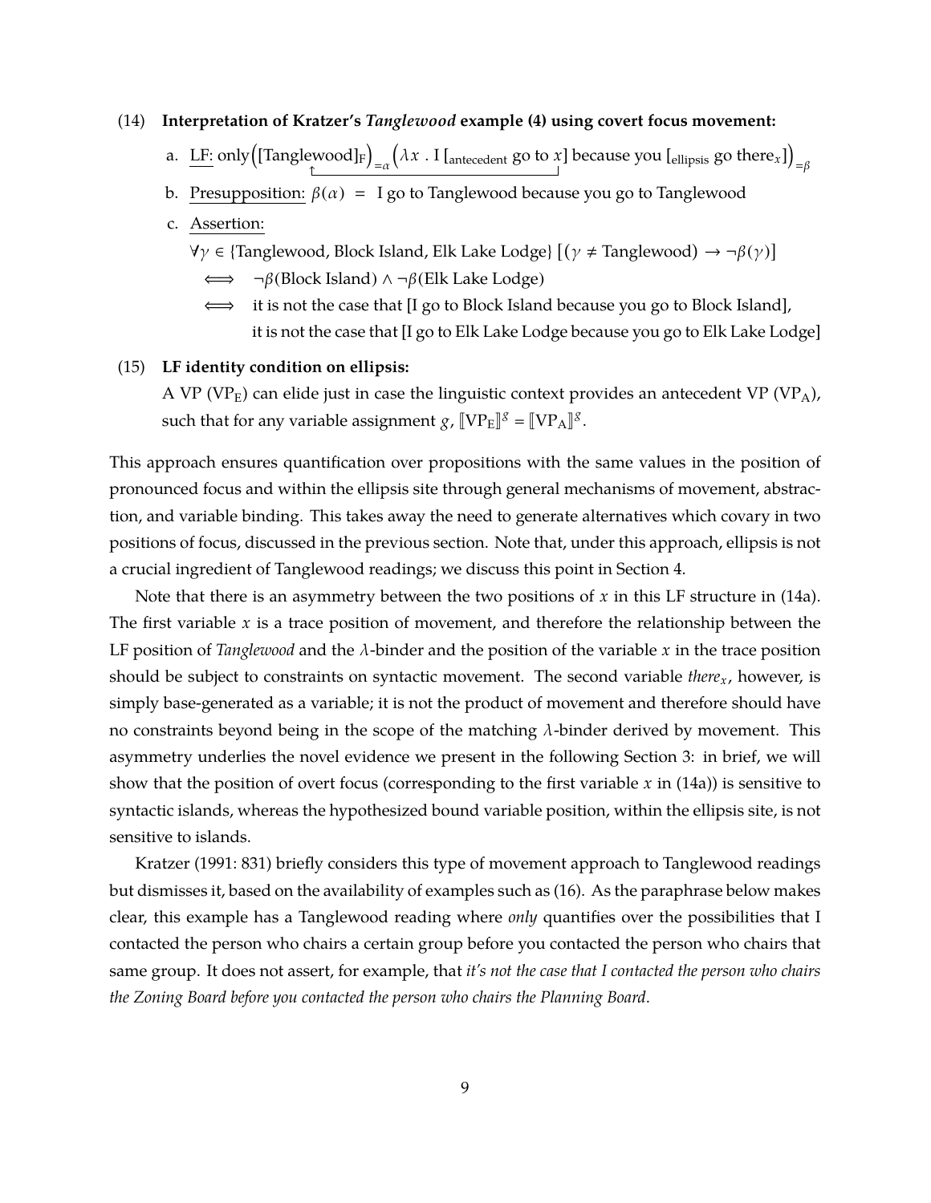(14) **Interpretation of Kratzer's *Tanglewood* example (4) using covert focus movement:**

a. LF: $\text{only}\Big([\text{Tanglewood}]_F\Big)_{=\alpha}\Big(\lambda x\ .\ \text{I}\ [_{\text{antecedent}}\ \text{go to}\ x]\ \text{because you}\ [_{\text{ellipsis}}\ \text{go there}_x]\Big)_{=\beta}$

b. Presupposition: $\beta(\alpha)$ = I go to Tanglewood because you go to Tanglewood

c. Assertion:

$\forall\gamma \in \{\text{Tanglewood, Block Island, Elk Lake Lodge}\}\ [(\gamma \neq \text{Tanglewood}) \rightarrow \neg\beta(\gamma)]$

$\iff$ $\neg\beta(\text{Block Island}) \wedge \neg\beta(\text{Elk Lake Lodge})$

$\iff$ it is not the case that [I go to Block Island because you go to Block Island], it is not the case that [I go to Elk Lake Lodge because you go to Elk Lake Lodge]

(15) **LF identity condition on ellipsis:**

A VP ($\text{VP}_\text{E}$) can elide just in case the linguistic context provides an antecedent VP ($\text{VP}_\text{A}$), such that for any variable assignment $g$, $[\![\text{VP}_\text{E}]\!]^g = [\![\text{VP}_\text{A}]\!]^g$.

This approach ensures quantification over propositions with the same values in the position of pronounced focus and within the ellipsis site through general mechanisms of movement, abstraction, and variable binding. This takes away the need to generate alternatives which covary in two positions of focus, discussed in the previous section. Note that, under this approach, ellipsis is not a crucial ingredient of Tanglewood readings; we discuss this point in Section 4.

Note that there is an asymmetry between the two positions of $x$ in this LF structure in (14a). The first variable $x$ is a trace position of movement, and therefore the relationship between the LF position of *Tanglewood* and the $\lambda$-binder and the position of the variable $x$ in the trace position should be subject to constraints on syntactic movement. The second variable *there*$_x$, however, is simply base-generated as a variable; it is not the product of movement and therefore should have no constraints beyond being in the scope of the matching $\lambda$-binder derived by movement. This asymmetry underlies the novel evidence we present in the following Section 3: in brief, we will show that the position of overt focus (corresponding to the first variable $x$ in (14a)) is sensitive to syntactic islands, whereas the hypothesized bound variable position, within the ellipsis site, is not sensitive to islands.

Kratzer (1991: 831) briefly considers this type of movement approach to Tanglewood readings but dismisses it, based on the availability of examples such as (16). As the paraphrase below makes clear, this example has a Tanglewood reading where *only* quantifies over the possibilities that I contacted the person who chairs a certain group before you contacted the person who chairs that same group. It does not assert, for example, that *it's not the case that I contacted the person who chairs the Zoning Board before you contacted the person who chairs the Planning Board*.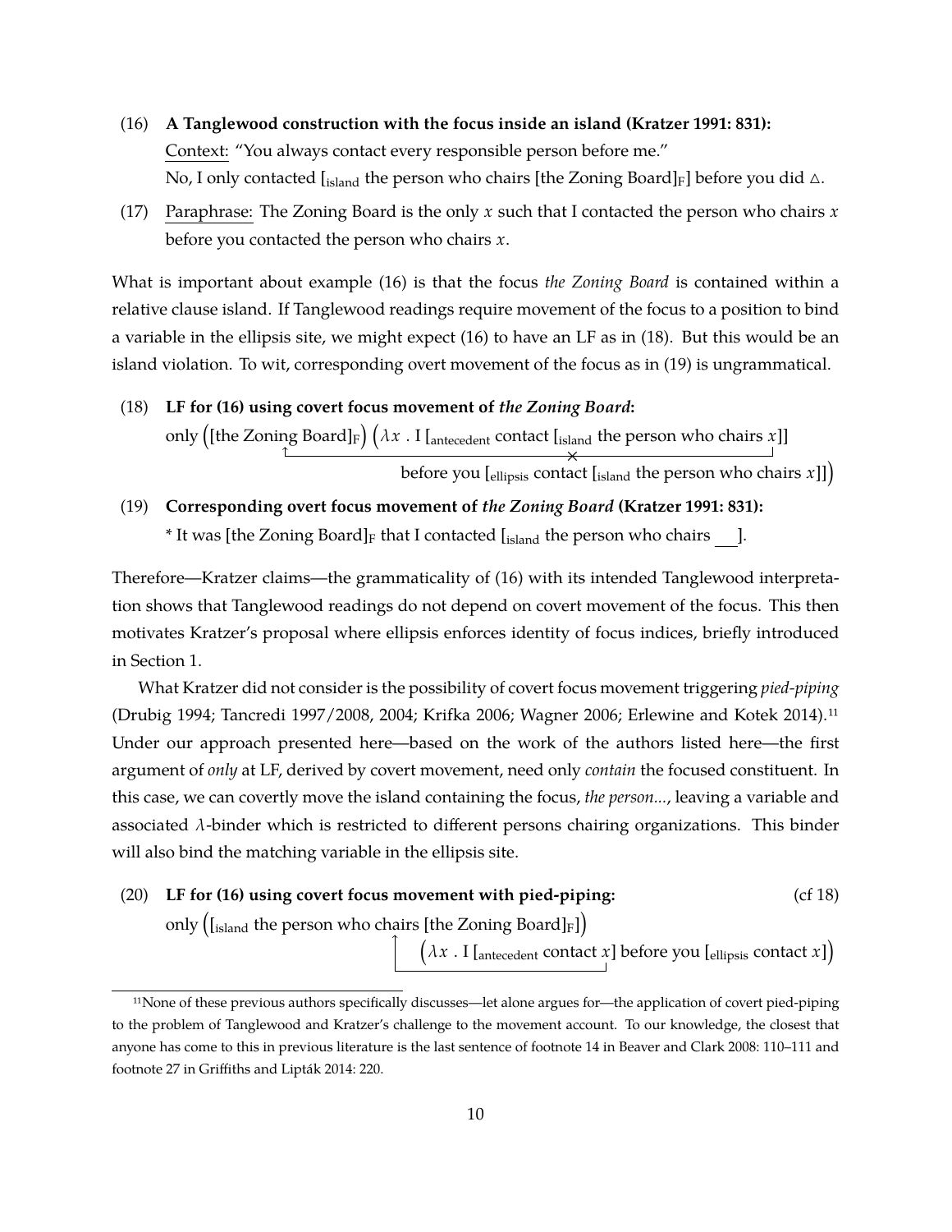(16) **A Tanglewood construction with the focus inside an island (Kratzer 1991: 831):**
Context: "You always contact every responsible person before me."
No, I only contacted [$_{\text{island}}$ the person who chairs [the Zoning Board]$_F$] before you did △.

(17) Paraphrase: The Zoning Board is the only $x$ such that I contacted the person who chairs $x$ before you contacted the person who chairs $x$.

What is important about example (16) is that the focus *the Zoning Board* is contained within a relative clause island. If Tanglewood readings require movement of the focus to a position to bind a variable in the ellipsis site, we might expect (16) to have an LF as in (18). But this would be an island violation. To wit, corresponding overt movement of the focus as in (19) is ungrammatical.

(18) **LF for (16) using covert focus movement of *the Zoning Board*:**
only ([the Zoning Board]$_F$) ($\lambda x$ . I [$_{\text{antecedent}}$ contact [$_{\text{island}}$ the person who chairs $x$]]
before you [$_{\text{ellipsis}}$ contact [$_{\text{island}}$ the person who chairs $x$]])

(19) **Corresponding overt focus movement of *the Zoning Board* (Kratzer 1991: 831):**
\* It was [the Zoning Board]$_F$ that I contacted [$_{\text{island}}$ the person who chairs ___].

Therefore—Kratzer claims—the grammaticality of (16) with its intended Tanglewood interpretation shows that Tanglewood readings do not depend on covert movement of the focus. This then motivates Kratzer's proposal where ellipsis enforces identity of focus indices, briefly introduced in Section 1.

What Kratzer did not consider is the possibility of covert focus movement triggering *pied-piping* (Drubig 1994; Tancredi 1997/2008, 2004; Krifka 2006; Wagner 2006; Erlewine and Kotek 2014).[11] Under our approach presented here—based on the work of the authors listed here—the first argument of *only* at LF, derived by covert movement, need only *contain* the focused constituent. In this case, we can covertly move the island containing the focus, *the person...*, leaving a variable and associated $\lambda$-binder which is restricted to different persons chairing organizations. This binder will also bind the matching variable in the ellipsis site.

(20) **LF for (16) using covert focus movement with pied-piping:** (cf 18)
only ([$_{\text{island}}$ the person who chairs [the Zoning Board]$_F$])
($\lambda x$ . I [$_{\text{antecedent}}$ contact $x$] before you [$_{\text{ellipsis}}$ contact $x$])

[11] None of these previous authors specifically discusses—let alone argues for—the application of covert pied-piping to the problem of Tanglewood and Kratzer's challenge to the movement account. To our knowledge, the closest that anyone has come to this in previous literature is the last sentence of footnote 14 in Beaver and Clark 2008: 110–111 and footnote 27 in Griffiths and Lipták 2014: 220.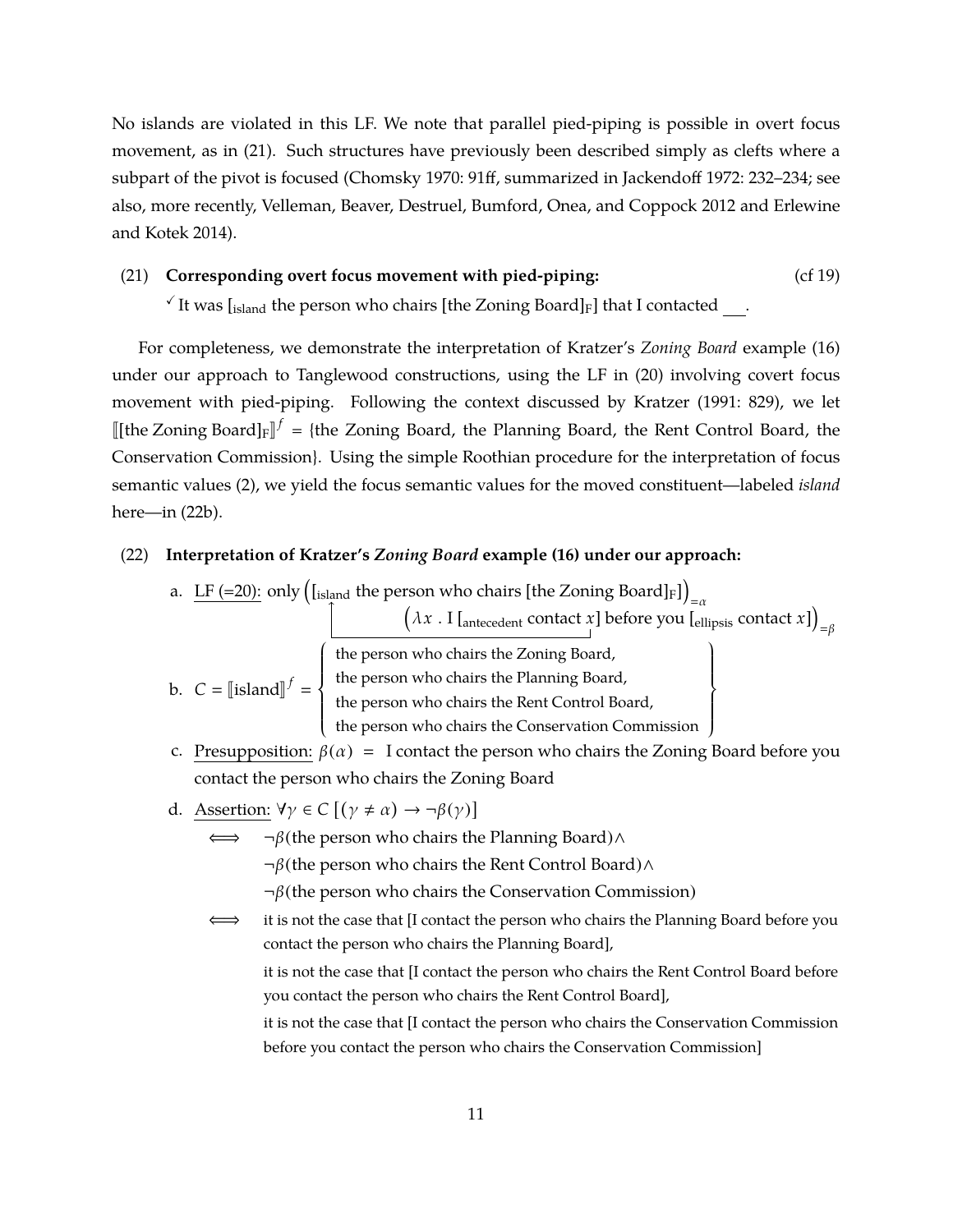No islands are violated in this LF. We note that parallel pied-piping is possible in overt focus movement, as in (21). Such structures have previously been described simply as clefts where a subpart of the pivot is focused (Chomsky 1970: 91ff, summarized in Jackendoff 1972: 232–234; see also, more recently, Velleman, Beaver, Destruel, Bumford, Onea, and Coppock 2012 and Erlewine and Kotek 2014).

(21) **Corresponding overt focus movement with pied-piping:** (cf 19)

✓ It was [$_{\text{island}}$ the person who chairs [the Zoning Board]$_{\text{F}}$] that I contacted \_\_\_.

For completeness, we demonstrate the interpretation of Kratzer's *Zoning Board* example (16) under our approach to Tanglewood constructions, using the LF in (20) involving covert focus movement with pied-piping. Following the context discussed by Kratzer (1991: 829), we let $[\![\text{[the Zoning Board]}_{\text{F}}]\!]^f$ = {the Zoning Board, the Planning Board, the Rent Control Board, the Conservation Commission}. Using the simple Roothian procedure for the interpretation of focus semantic values (2), we yield the focus semantic values for the moved constituent—labeled *island* here—in (22b).

(22) **Interpretation of Kratzer's *Zoning Board* example (16) under our approach:**

a. LF (=20): only $\big($[$_{\text{island}}$ the person who chairs [the Zoning Board]$_{\text{F}}$]$\big)_{=\alpha}$ $\big(\lambda x$ . I [$_{\text{antecedent}}$ contact $x$] before you [$_{\text{ellipsis}}$ contact $x$]$\big)_{=\beta}$

b. $C = [\![\text{island}]\!]^f = \left\{ \begin{array}{l} \text{the person who chairs the Zoning Board,} \\ \text{the person who chairs the Planning Board,} \\ \text{the person who chairs the Rent Control Board,} \\ \text{the person who chairs the Conservation Commission} \end{array} \right\}$

c. Presupposition: $\beta(\alpha)$ = I contact the person who chairs the Zoning Board before you contact the person who chairs the Zoning Board

d. Assertion: $\forall \gamma \in C\ [(\gamma \neq \alpha) \rightarrow \neg\beta(\gamma)]$

$\Longleftrightarrow$ $\neg\beta$(the person who chairs the Planning Board)$\wedge$
$\neg\beta$(the person who chairs the Rent Control Board)$\wedge$
$\neg\beta$(the person who chairs the Conservation Commission)

$\Longleftrightarrow$ it is not the case that [I contact the person who chairs the Planning Board before you contact the person who chairs the Planning Board],
it is not the case that [I contact the person who chairs the Rent Control Board before you contact the person who chairs the Rent Control Board],
it is not the case that [I contact the person who chairs the Conservation Commission before you contact the person who chairs the Conservation Commission]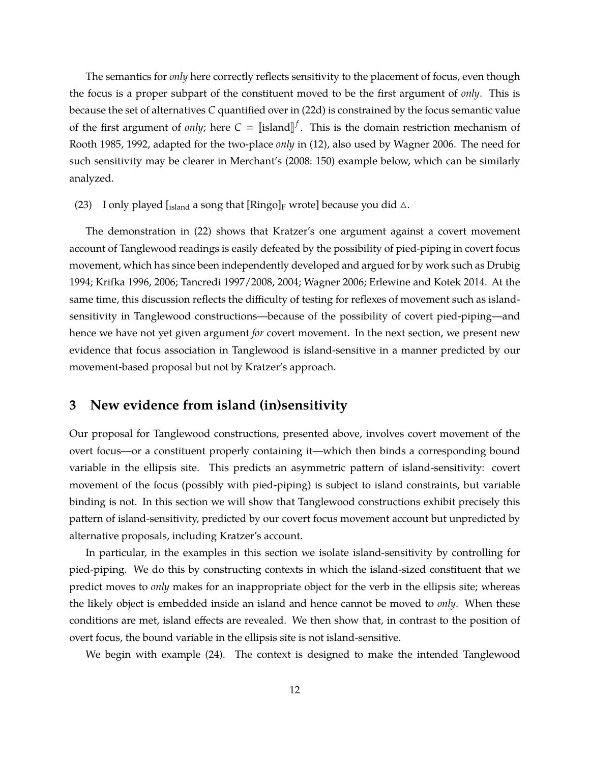The semantics for *only* here correctly reflects sensitivity to the placement of focus, even though the focus is a proper subpart of the constituent moved to be the first argument of *only*. This is because the set of alternatives *C* quantified over in (22d) is constrained by the focus semantic value of the first argument of *only*; here $C = [\![\text{island}]\!]^f$. This is the domain restriction mechanism of Rooth 1985, 1992, adapted for the two-place *only* in (12), also used by Wagner 2006. The need for such sensitivity may be clearer in Merchant's (2008: 150) example below, which can be similarly analyzed.

(23) I only played [$_{\text{island}}$ a song that [Ringo]$_{\text{F}}$ wrote] because you did △.

The demonstration in (22) shows that Kratzer's one argument against a covert movement account of Tanglewood readings is easily defeated by the possibility of pied-piping in covert focus movement, which has since been independently developed and argued for by work such as Drubig 1994; Krifka 1996, 2006; Tancredi 1997/2008, 2004; Wagner 2006; Erlewine and Kotek 2014. At the same time, this discussion reflects the difficulty of testing for reflexes of movement such as island-sensitivity in Tanglewood constructions—because of the possibility of covert pied-piping—and hence we have not yet given argument *for* covert movement. In the next section, we present new evidence that focus association in Tanglewood is island-sensitive in a manner predicted by our movement-based proposal but not by Kratzer's approach.

## 3 New evidence from island (in)sensitivity

Our proposal for Tanglewood constructions, presented above, involves covert movement of the overt focus—or a constituent properly containing it—which then binds a corresponding bound variable in the ellipsis site. This predicts an asymmetric pattern of island-sensitivity: covert movement of the focus (possibly with pied-piping) is subject to island constraints, but variable binding is not. In this section we will show that Tanglewood constructions exhibit precisely this pattern of island-sensitivity, predicted by our covert focus movement account but unpredicted by alternative proposals, including Kratzer's account.

In particular, in the examples in this section we isolate island-sensitivity by controlling for pied-piping. We do this by constructing contexts in which the island-sized constituent that we predict moves to *only* makes for an inappropriate object for the verb in the ellipsis site; whereas the likely object is embedded inside an island and hence cannot be moved to *only*. When these conditions are met, island effects are revealed. We then show that, in contrast to the position of overt focus, the bound variable in the ellipsis site is not island-sensitive.

We begin with example (24). The context is designed to make the intended Tanglewood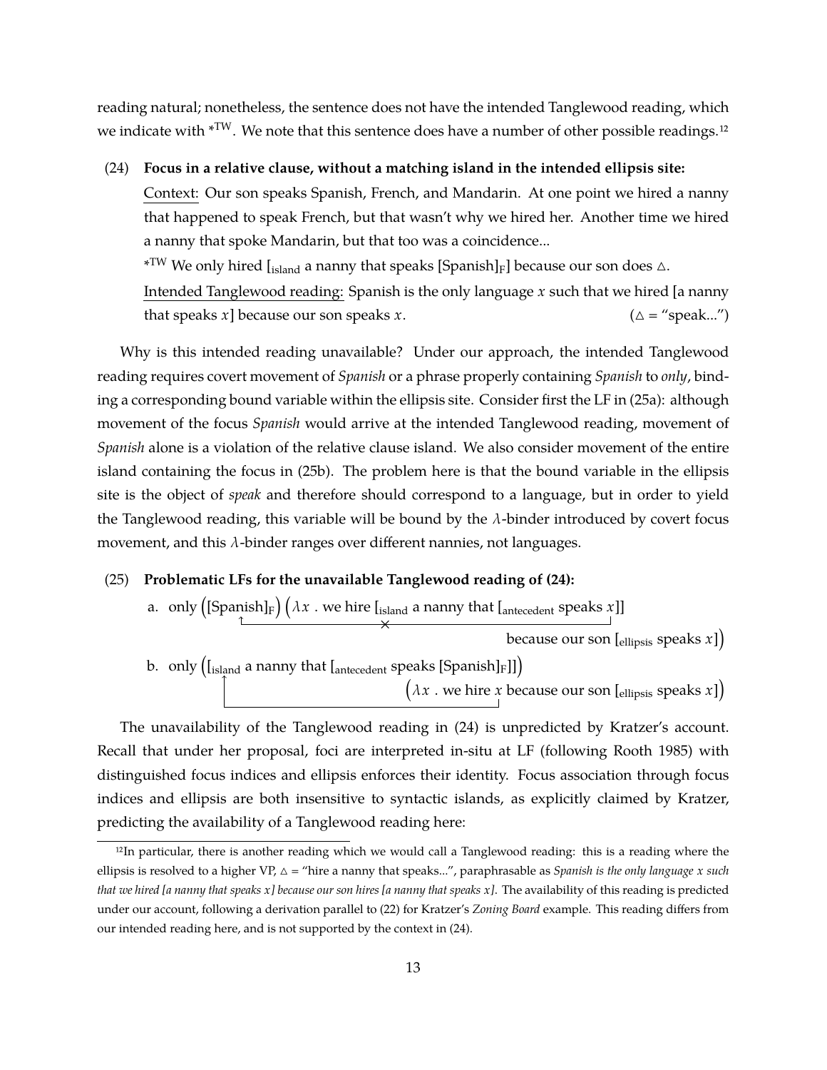reading natural; nonetheless, the sentence does not have the intended Tanglewood reading, which we indicate with $^{*\text{TW}}$. We note that this sentence does have a number of other possible readings.[12]

(24) **Focus in a relative clause, without a matching island in the intended ellipsis site:**

Context: Our son speaks Spanish, French, and Mandarin. At one point we hired a nanny that happened to speak French, but that wasn't why we hired her. Another time we hired a nanny that spoke Mandarin, but that too was a coincidence...

$^{*\text{TW}}$ We only hired [$_{\text{island}}$ a nanny that speaks [Spanish]$_{\text{F}}$] because our son does △.

Intended Tanglewood reading: Spanish is the only language $x$ such that we hired [a nanny that speaks $x$] because our son speaks $x$. (△ = "speak...")

Why is this intended reading unavailable? Under our approach, the intended Tanglewood reading requires covert movement of *Spanish* or a phrase properly containing *Spanish* to *only*, binding a corresponding bound variable within the ellipsis site. Consider first the LF in (25a): although movement of the focus *Spanish* would arrive at the intended Tanglewood reading, movement of *Spanish* alone is a violation of the relative clause island. We also consider movement of the entire island containing the focus in (25b). The problem here is that the bound variable in the ellipsis site is the object of *speak* and therefore should correspond to a language, but in order to yield the Tanglewood reading, this variable will be bound by the $\lambda$-binder introduced by covert focus movement, and this $\lambda$-binder ranges over different nannies, not languages.

(25) **Problematic LFs for the unavailable Tanglewood reading of (24):**

a. only ([Spanish]$_{\text{F}}$) ($\lambda x$ . we hire [$_{\text{island}}$ a nanny that [$_{\text{antecedent}}$ speaks $x$]] because our son [$_{\text{ellipsis}}$ speaks $x$])

b. only ([$_{\text{island}}$ a nanny that [$_{\text{antecedent}}$ speaks [Spanish]$_{\text{F}}$]]) ($\lambda x$ . we hire $x$ because our son [$_{\text{ellipsis}}$ speaks $x$])

The unavailability of the Tanglewood reading in (24) is unpredicted by Kratzer's account. Recall that under her proposal, foci are interpreted in-situ at LF (following Rooth 1985) with distinguished focus indices and ellipsis enforces their identity. Focus association through focus indices and ellipsis are both insensitive to syntactic islands, as explicitly claimed by Kratzer, predicting the availability of a Tanglewood reading here:

[12] In particular, there is another reading which we would call a Tanglewood reading: this is a reading where the ellipsis is resolved to a higher VP, △ = "hire a nanny that speaks...", paraphrasable as *Spanish is the only language x such that we hired [a nanny that speaks x] because our son hires [a nanny that speaks x].* The availability of this reading is predicted under our account, following a derivation parallel to (22) for Kratzer's *Zoning Board* example. This reading differs from our intended reading here, and is not supported by the context in (24).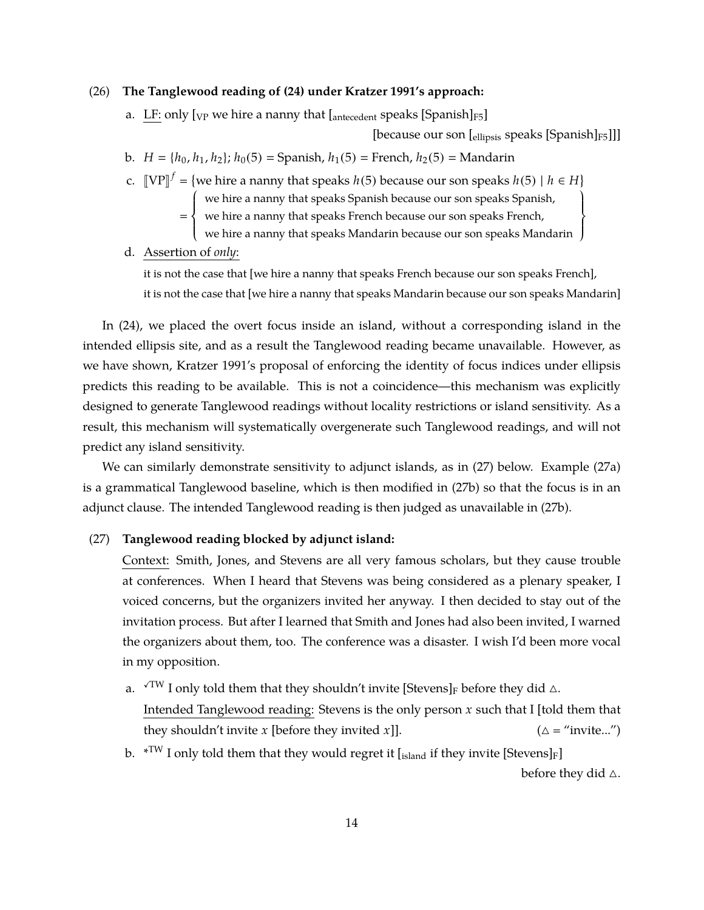(26) **The Tanglewood reading of (24) under Kratzer 1991's approach:**

a. LF: only [$_{\text{VP}}$ we hire a nanny that [$_{\text{antecedent}}$ speaks [Spanish]$_{\text{F5}}$] [because our son [$_{\text{ellipsis}}$ speaks [Spanish]$_{\text{F5}}$]]]

b. $H = \{h_0, h_1, h_2\}$; $h_0(5)$ = Spanish, $h_1(5)$ = French, $h_2(5)$ = Mandarin

c. $[\![\text{VP}]\!]^f$ = {we hire a nanny that speaks $h(5)$ because our son speaks $h(5)$ | $h \in H$}

= { we hire a nanny that speaks Spanish because our son speaks Spanish, we hire a nanny that speaks French because our son speaks French, we hire a nanny that speaks Mandarin because our son speaks Mandarin }

d. Assertion of *only*:
it is not the case that [we hire a nanny that speaks French because our son speaks French],
it is not the case that [we hire a nanny that speaks Mandarin because our son speaks Mandarin]

In (24), we placed the overt focus inside an island, without a corresponding island in the intended ellipsis site, and as a result the Tanglewood reading became unavailable. However, as we have shown, Kratzer 1991's proposal of enforcing the identity of focus indices under ellipsis predicts this reading to be available. This is not a coincidence—this mechanism was explicitly designed to generate Tanglewood readings without locality restrictions or island sensitivity. As a result, this mechanism will systematically overgenerate such Tanglewood readings, and will not predict any island sensitivity.

We can similarly demonstrate sensitivity to adjunct islands, as in (27) below. Example (27a) is a grammatical Tanglewood baseline, which is then modified in (27b) so that the focus is in an adjunct clause. The intended Tanglewood reading is then judged as unavailable in (27b).

(27) **Tanglewood reading blocked by adjunct island:**

Context: Smith, Jones, and Stevens are all very famous scholars, but they cause trouble at conferences. When I heard that Stevens was being considered as a plenary speaker, I voiced concerns, but the organizers invited her anyway. I then decided to stay out of the invitation process. But after I learned that Smith and Jones had also been invited, I warned the organizers about them, too. The conference was a disaster. I wish I'd been more vocal in my opposition.

a. $^{\checkmark\text{TW}}$ I only told them that they shouldn't invite [Stevens]$_{\text{F}}$ before they did △.
Intended Tanglewood reading: Stevens is the only person $x$ such that I [told them that they shouldn't invite $x$ [before they invited $x$]]. (△ = "invite...")

b. $^{*\text{TW}}$ I only told them that they would regret it [$_{\text{island}}$ if they invite [Stevens]$_{\text{F}}$] before they did △.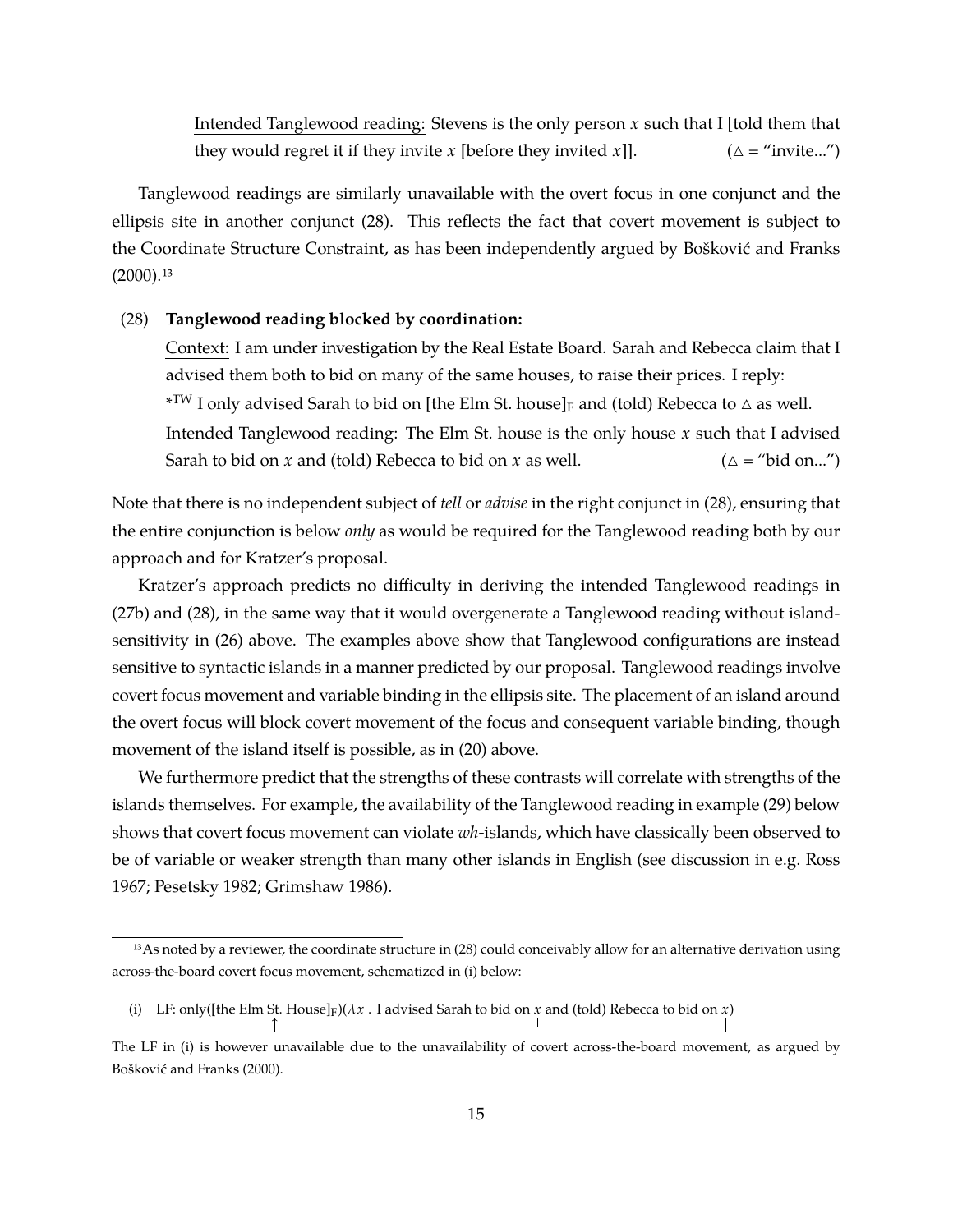Intended Tanglewood reading: Stevens is the only person $x$ such that I [told them that they would regret it if they invite $x$ [before they invited $x$]]. ($\triangle$ = "invite...")

Tanglewood readings are similarly unavailable with the overt focus in one conjunct and the ellipsis site in another conjunct (28). This reflects the fact that covert movement is subject to the Coordinate Structure Constraint, as has been independently argued by Bošković and Franks (2000).[13]

(28) **Tanglewood reading blocked by coordination:**

Context: I am under investigation by the Real Estate Board. Sarah and Rebecca claim that I advised them both to bid on many of the same houses, to raise their prices. I reply:

$^{*TW}$ I only advised Sarah to bid on [the Elm St. house]$_F$ and (told) Rebecca to $\triangle$ as well.

Intended Tanglewood reading: The Elm St. house is the only house $x$ such that I advised Sarah to bid on $x$ and (told) Rebecca to bid on $x$ as well. ($\triangle$ = "bid on...")

Note that there is no independent subject of *tell* or *advise* in the right conjunct in (28), ensuring that the entire conjunction is below *only* as would be required for the Tanglewood reading both by our approach and for Kratzer's proposal.

Kratzer's approach predicts no difficulty in deriving the intended Tanglewood readings in (27b) and (28), in the same way that it would overgenerate a Tanglewood reading without island-sensitivity in (26) above. The examples above show that Tanglewood configurations are instead sensitive to syntactic islands in a manner predicted by our proposal. Tanglewood readings involve covert focus movement and variable binding in the ellipsis site. The placement of an island around the overt focus will block covert movement of the focus and consequent variable binding, though movement of the island itself is possible, as in (20) above.

We furthermore predict that the strengths of these contrasts will correlate with strengths of the islands themselves. For example, the availability of the Tanglewood reading in example (29) below shows that covert focus movement can violate *wh*-islands, which have classically been observed to be of variable or weaker strength than many other islands in English (see discussion in e.g. Ross 1967; Pesetsky 1982; Grimshaw 1986).

[13] As noted by a reviewer, the coordinate structure in (28) could conceivably allow for an alternative derivation using across-the-board covert focus movement, schematized in (i) below:

(i) LF: only([the Elm St. House]$_F$)($\lambda x$ . I advised Sarah to bid on $x$ and (told) Rebecca to bid on $x$)

The LF in (i) is however unavailable due to the unavailability of covert across-the-board movement, as argued by Bošković and Franks (2000).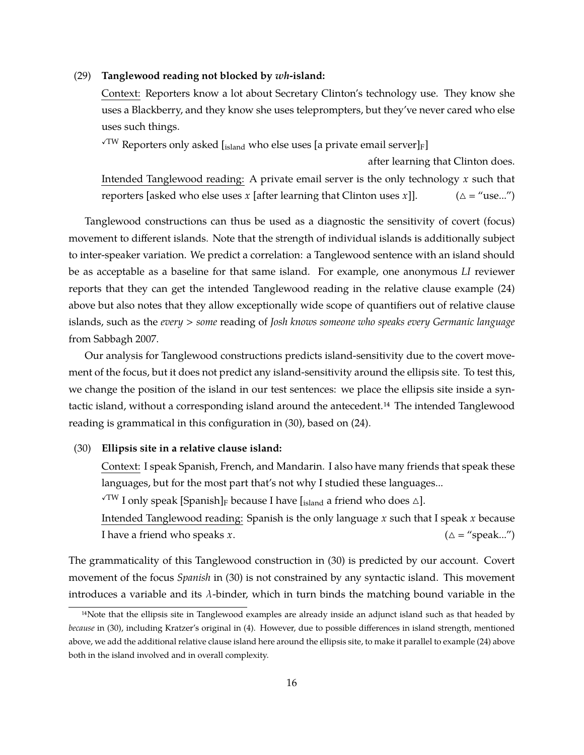(29) **Tanglewood reading not blocked by *wh*-island:**

Context: Reporters know a lot about Secretary Clinton's technology use. They know she uses a Blackberry, and they know she uses teleprompters, but they've never cared who else uses such things.

✓TW Reporters only asked [$_{\text{island}}$ who else uses [a private email server]$_{\text{F}}$] after learning that Clinton does.

Intended Tanglewood reading: A private email server is the only technology $x$ such that reporters [asked who else uses $x$ [after learning that Clinton uses $x$]]. ($\triangle$ = "use...")

Tanglewood constructions can thus be used as a diagnostic the sensitivity of covert (focus) movement to different islands. Note that the strength of individual islands is additionally subject to inter-speaker variation. We predict a correlation: a Tanglewood sentence with an island should be as acceptable as a baseline for that same island. For example, one anonymous *LI* reviewer reports that they can get the intended Tanglewood reading in the relative clause example (24) above but also notes that they allow exceptionally wide scope of quantifiers out of relative clause islands, such as the *every > some* reading of *Josh knows someone who speaks every Germanic language* from Sabbagh 2007.

Our analysis for Tanglewood constructions predicts island-sensitivity due to the covert movement of the focus, but it does not predict any island-sensitivity around the ellipsis site. To test this, we change the position of the island in our test sentences: we place the ellipsis site inside a syntactic island, without a corresponding island around the antecedent.[14] The intended Tanglewood reading is grammatical in this configuration in (30), based on (24).

(30) **Ellipsis site in a relative clause island:**

Context: I speak Spanish, French, and Mandarin. I also have many friends that speak these languages, but for the most part that's not why I studied these languages...

✓TW I only speak [Spanish]$_{\text{F}}$ because I have [$_{\text{island}}$ a friend who does $\triangle$].

Intended Tanglewood reading: Spanish is the only language $x$ such that I speak $x$ because I have a friend who speaks $x$. ($\triangle$ = "speak...")

The grammaticality of this Tanglewood construction in (30) is predicted by our account. Covert movement of the focus *Spanish* in (30) is not constrained by any syntactic island. This movement introduces a variable and its $\lambda$-binder, which in turn binds the matching bound variable in the

[14] Note that the ellipsis site in Tanglewood examples are already inside an adjunct island such as that headed by *because* in (30), including Kratzer's original in (4). However, due to possible differences in island strength, mentioned above, we add the additional relative clause island here around the ellipsis site, to make it parallel to example (24) above both in the island involved and in overall complexity.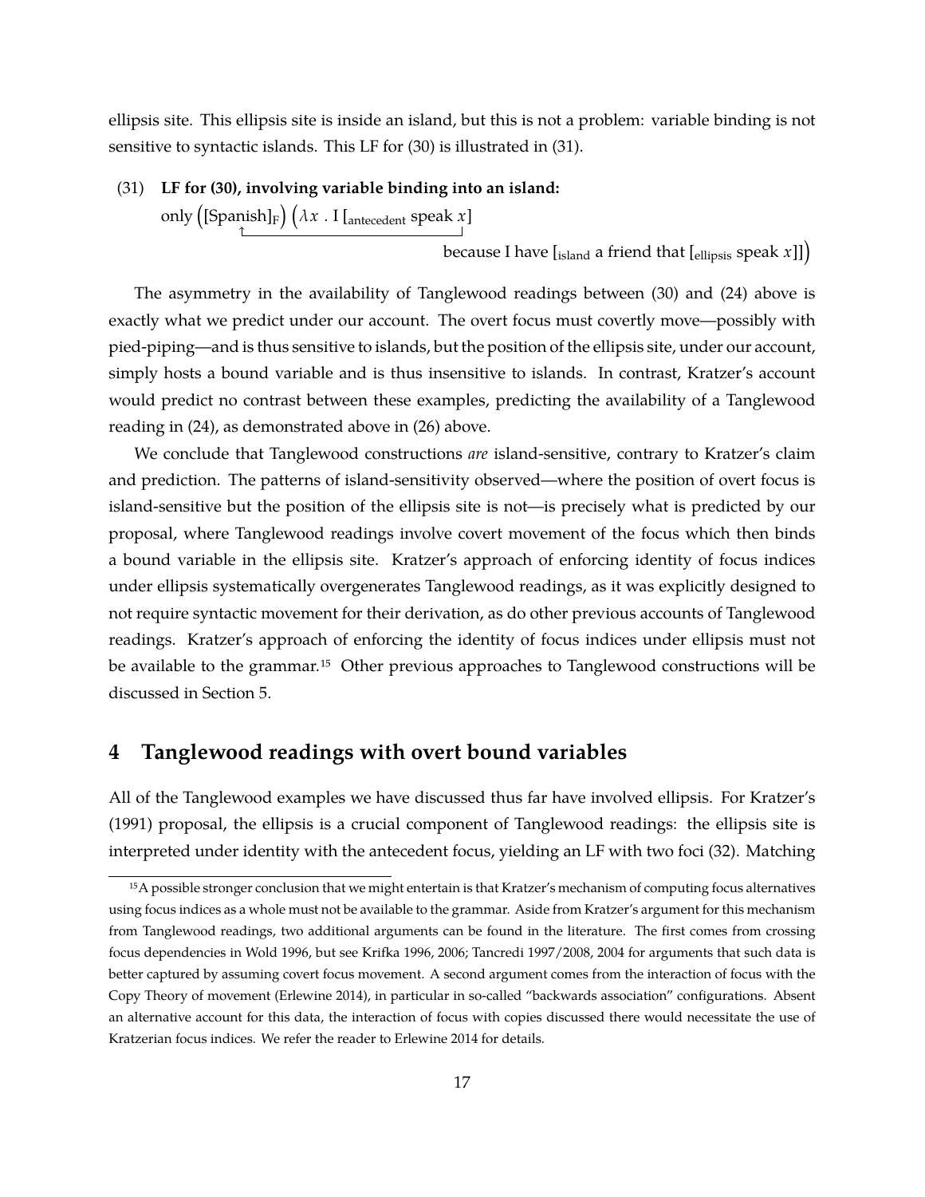ellipsis site. This ellipsis site is inside an island, but this is not a problem: variable binding is not sensitive to syntactic islands. This LF for (30) is illustrated in (31).

(31) **LF for (30), involving variable binding into an island:**
only ([Spanish]$_F$) ($\lambda x$ . I [$_{\text{antecedent}}$ speak $x$]
because I have [$_{\text{island}}$ a friend that [$_{\text{ellipsis}}$ speak $x$]])

The asymmetry in the availability of Tanglewood readings between (30) and (24) above is exactly what we predict under our account. The overt focus must covertly move—possibly with pied-piping—and is thus sensitive to islands, but the position of the ellipsis site, under our account, simply hosts a bound variable and is thus insensitive to islands. In contrast, Kratzer's account would predict no contrast between these examples, predicting the availability of a Tanglewood reading in (24), as demonstrated above in (26) above.

We conclude that Tanglewood constructions *are* island-sensitive, contrary to Kratzer's claim and prediction. The patterns of island-sensitivity observed—where the position of overt focus is island-sensitive but the position of the ellipsis site is not—is precisely what is predicted by our proposal, where Tanglewood readings involve covert movement of the focus which then binds a bound variable in the ellipsis site. Kratzer's approach of enforcing identity of focus indices under ellipsis systematically overgenerates Tanglewood readings, as it was explicitly designed to not require syntactic movement for their derivation, as do other previous accounts of Tanglewood readings. Kratzer's approach of enforcing the identity of focus indices under ellipsis must not be available to the grammar.[15] Other previous approaches to Tanglewood constructions will be discussed in Section 5.

# 4 Tanglewood readings with overt bound variables

All of the Tanglewood examples we have discussed thus far have involved ellipsis. For Kratzer's (1991) proposal, the ellipsis is a crucial component of Tanglewood readings: the ellipsis site is interpreted under identity with the antecedent focus, yielding an LF with two foci (32). Matching

[15] A possible stronger conclusion that we might entertain is that Kratzer's mechanism of computing focus alternatives using focus indices as a whole must not be available to the grammar. Aside from Kratzer's argument for this mechanism from Tanglewood readings, two additional arguments can be found in the literature. The first comes from crossing focus dependencies in Wold 1996, but see Krifka 1996, 2006; Tancredi 1997/2008, 2004 for arguments that such data is better captured by assuming covert focus movement. A second argument comes from the interaction of focus with the Copy Theory of movement (Erlewine 2014), in particular in so-called "backwards association" configurations. Absent an alternative account for this data, the interaction of focus with copies discussed there would necessitate the use of Kratzerian focus indices. We refer the reader to Erlewine 2014 for details.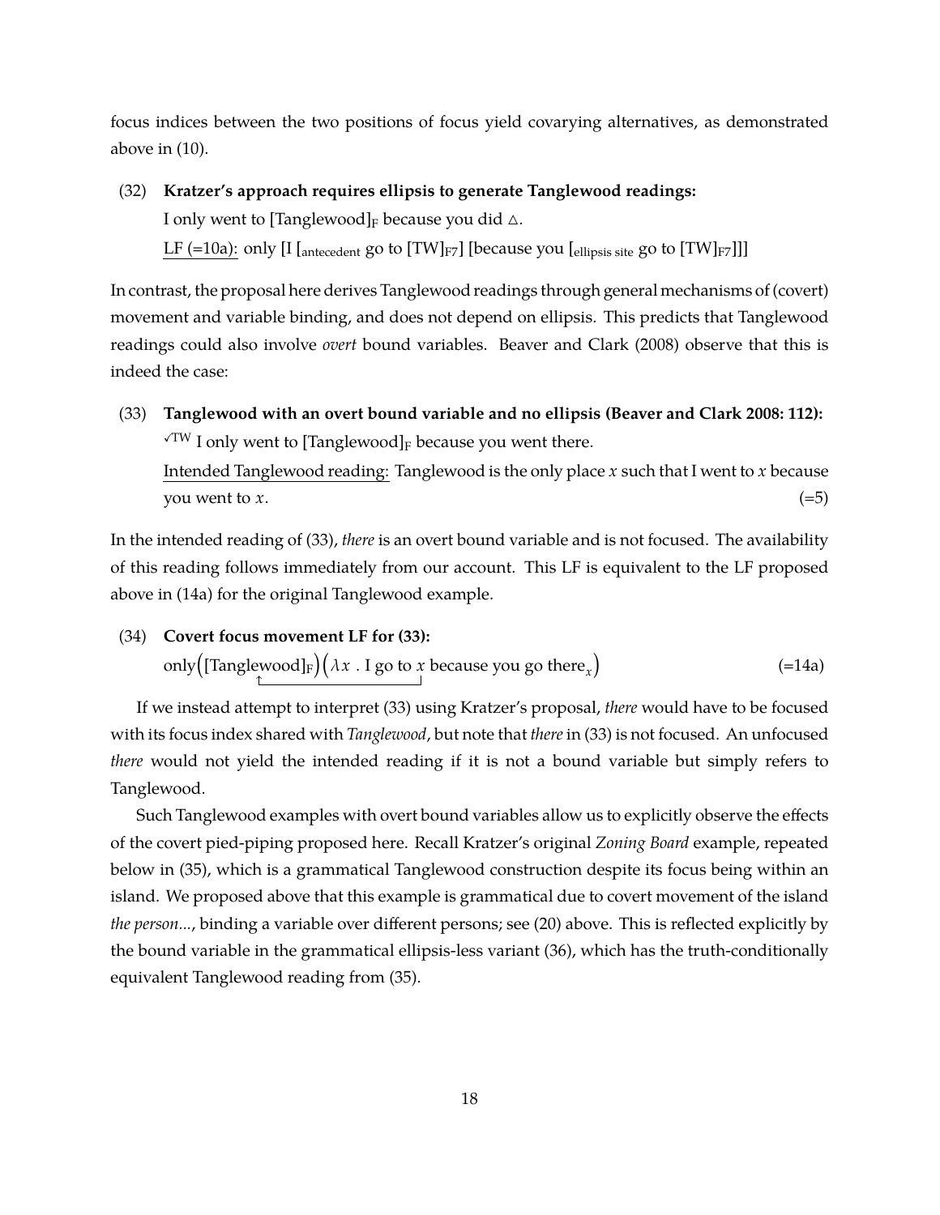focus indices between the two positions of focus yield covarying alternatives, as demonstrated above in (10).

(32) **Kratzer's approach requires ellipsis to generate Tanglewood readings:**
I only went to [Tanglewood]$_F$ because you did △.
<u>LF (=10a):</u> only [I [$_{\text{antecedent}}$ go to [TW]$_{F7}$] [because you [$_{\text{ellipsis site}}$ go to [TW]$_{F7}$]]]

In contrast, the proposal here derives Tanglewood readings through general mechanisms of (covert) movement and variable binding, and does not depend on ellipsis. This predicts that Tanglewood readings could also involve *overt* bound variables. Beaver and Clark (2008) observe that this is indeed the case:

(33) **Tanglewood with an overt bound variable and no ellipsis (Beaver and Clark 2008: 112):**
$^{\checkmark TW}$ I only went to [Tanglewood]$_F$ because you went there.
<u>Intended Tanglewood reading:</u> Tanglewood is the only place $x$ such that I went to $x$ because you went to $x$. (=5)

In the intended reading of (33), *there* is an overt bound variable and is not focused. The availability of this reading follows immediately from our account. This LF is equivalent to the LF proposed above in (14a) for the original Tanglewood example.

(34) **Covert focus movement LF for (33):**
$$\text{only}\big([\text{Tanglewood}]_F\big)\big(\lambda x \ . \ \text{I go to } x \text{ because you go there}_x\big) \qquad (=14a)$$

If we instead attempt to interpret (33) using Kratzer's proposal, *there* would have to be focused with its focus index shared with *Tanglewood*, but note that *there* in (33) is not focused. An unfocused *there* would not yield the intended reading if it is not a bound variable but simply refers to Tanglewood.

Such Tanglewood examples with overt bound variables allow us to explicitly observe the effects of the covert pied-piping proposed here. Recall Kratzer's original *Zoning Board* example, repeated below in (35), which is a grammatical Tanglewood construction despite its focus being within an island. We proposed above that this example is grammatical due to covert movement of the island *the person...*, binding a variable over different persons; see (20) above. This is reflected explicitly by the bound variable in the grammatical ellipsis-less variant (36), which has the truth-conditionally equivalent Tanglewood reading from (35).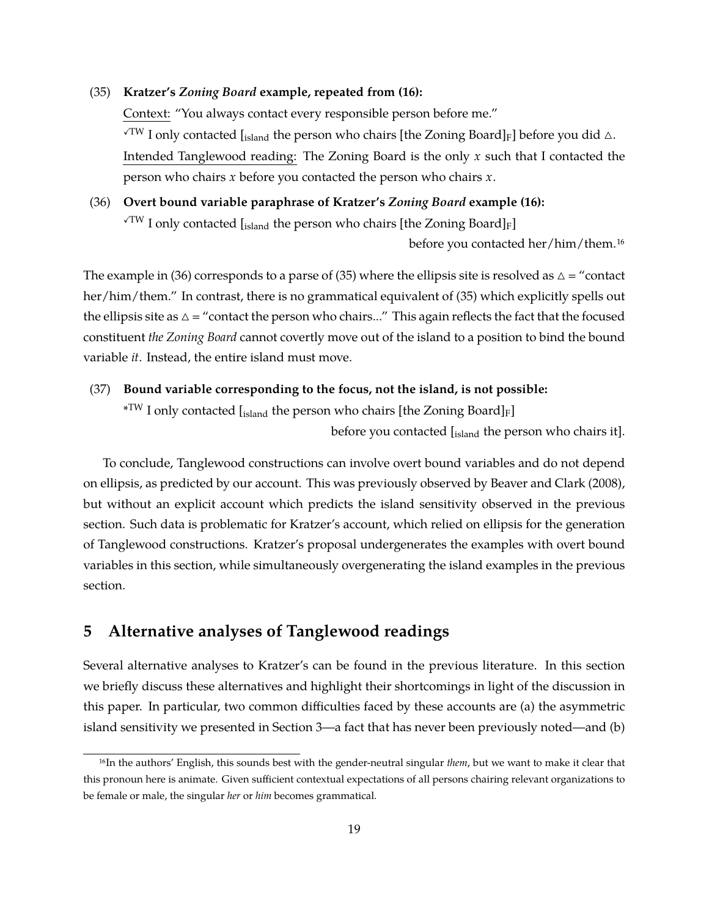(35) **Kratzer's *Zoning Board* example, repeated from (16):**

Context: "You always contact every responsible person before me."

$^{\checkmark TW}$ I only contacted [$_{\text{island}}$ the person who chairs [the Zoning Board]$_{\text{F}}$] before you did △.

Intended Tanglewood reading: The Zoning Board is the only $x$ such that I contacted the person who chairs $x$ before you contacted the person who chairs $x$.

(36) **Overt bound variable paraphrase of Kratzer's *Zoning Board* example (16):**

$^{\checkmark TW}$ I only contacted [$_{\text{island}}$ the person who chairs [the Zoning Board]$_{\text{F}}$] before you contacted her/him/them.[16]

The example in (36) corresponds to a parse of (35) where the ellipsis site is resolved as △ = "contact her/him/them." In contrast, there is no grammatical equivalent of (35) which explicitly spells out the ellipsis site as △ = "contact the person who chairs..." This again reflects the fact that the focused constituent *the Zoning Board* cannot covertly move out of the island to a position to bind the bound variable *it*. Instead, the entire island must move.

(37) **Bound variable corresponding to the focus, not the island, is not possible:**

$^{*TW}$ I only contacted [$_{\text{island}}$ the person who chairs [the Zoning Board]$_{\text{F}}$] before you contacted [$_{\text{island}}$ the person who chairs it].

To conclude, Tanglewood constructions can involve overt bound variables and do not depend on ellipsis, as predicted by our account. This was previously observed by Beaver and Clark (2008), but without an explicit account which predicts the island sensitivity observed in the previous section. Such data is problematic for Kratzer's account, which relied on ellipsis for the generation of Tanglewood constructions. Kratzer's proposal undergenerates the examples with overt bound variables in this section, while simultaneously overgenerating the island examples in the previous section.

## 5 Alternative analyses of Tanglewood readings

Several alternative analyses to Kratzer's can be found in the previous literature. In this section we briefly discuss these alternatives and highlight their shortcomings in light of the discussion in this paper. In particular, two common difficulties faced by these accounts are (a) the asymmetric island sensitivity we presented in Section 3—a fact that has never been previously noted—and (b)

[16] In the authors' English, this sounds best with the gender-neutral singular *them*, but we want to make it clear that this pronoun here is animate. Given sufficient contextual expectations of all persons chairing relevant organizations to be female or male, the singular *her* or *him* becomes grammatical.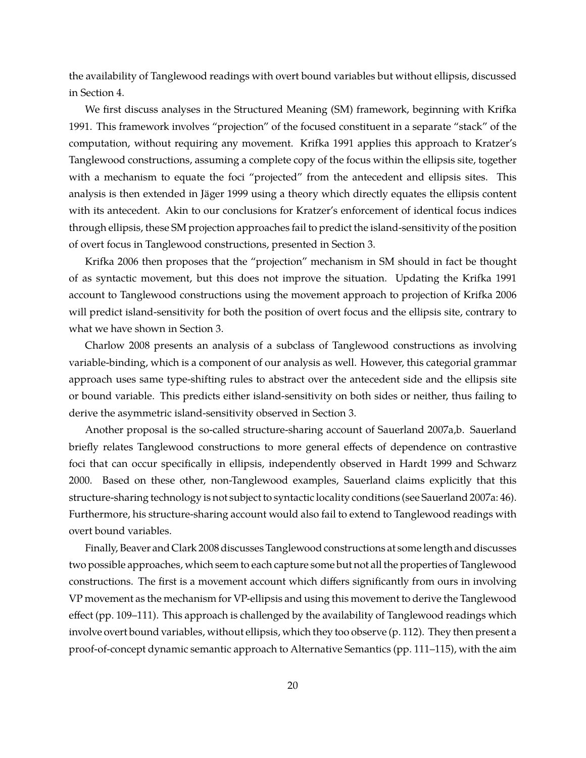the availability of Tanglewood readings with overt bound variables but without ellipsis, discussed in Section 4.

We first discuss analyses in the Structured Meaning (SM) framework, beginning with Krifka 1991. This framework involves "projection" of the focused constituent in a separate "stack" of the computation, without requiring any movement. Krifka 1991 applies this approach to Kratzer's Tanglewood constructions, assuming a complete copy of the focus within the ellipsis site, together with a mechanism to equate the foci "projected" from the antecedent and ellipsis sites. This analysis is then extended in Jäger 1999 using a theory which directly equates the ellipsis content with its antecedent. Akin to our conclusions for Kratzer's enforcement of identical focus indices through ellipsis, these SM projection approaches fail to predict the island-sensitivity of the position of overt focus in Tanglewood constructions, presented in Section 3.

Krifka 2006 then proposes that the "projection" mechanism in SM should in fact be thought of as syntactic movement, but this does not improve the situation. Updating the Krifka 1991 account to Tanglewood constructions using the movement approach to projection of Krifka 2006 will predict island-sensitivity for both the position of overt focus and the ellipsis site, contrary to what we have shown in Section 3.

Charlow 2008 presents an analysis of a subclass of Tanglewood constructions as involving variable-binding, which is a component of our analysis as well. However, this categorial grammar approach uses same type-shifting rules to abstract over the antecedent side and the ellipsis site or bound variable. This predicts either island-sensitivity on both sides or neither, thus failing to derive the asymmetric island-sensitivity observed in Section 3.

Another proposal is the so-called structure-sharing account of Sauerland 2007a,b. Sauerland briefly relates Tanglewood constructions to more general effects of dependence on contrastive foci that can occur specifically in ellipsis, independently observed in Hardt 1999 and Schwarz 2000. Based on these other, non-Tanglewood examples, Sauerland claims explicitly that this structure-sharing technology is not subject to syntactic locality conditions (see Sauerland 2007a: 46). Furthermore, his structure-sharing account would also fail to extend to Tanglewood readings with overt bound variables.

Finally, Beaver and Clark 2008 discusses Tanglewood constructions at some length and discusses two possible approaches, which seem to each capture some but not all the properties of Tanglewood constructions. The first is a movement account which differs significantly from ours in involving VP movement as the mechanism for VP-ellipsis and using this movement to derive the Tanglewood effect (pp. 109–111). This approach is challenged by the availability of Tanglewood readings which involve overt bound variables, without ellipsis, which they too observe (p. 112). They then present a proof-of-concept dynamic semantic approach to Alternative Semantics (pp. 111–115), with the aim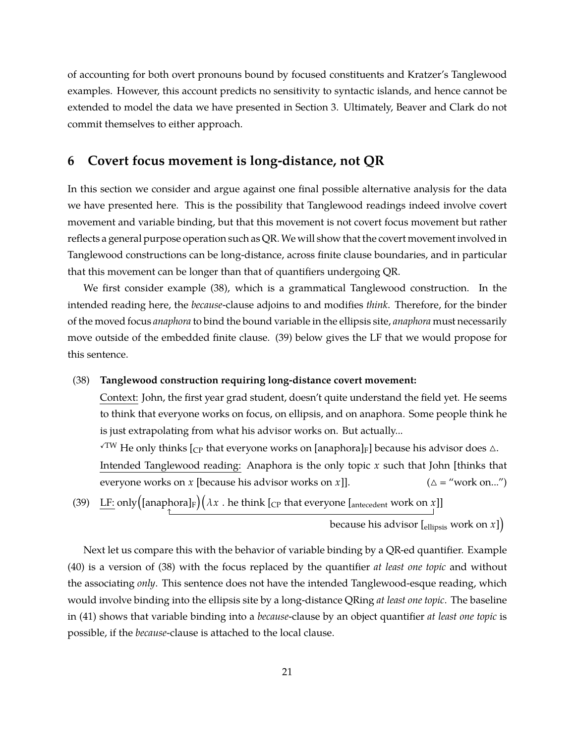of accounting for both overt pronouns bound by focused constituents and Kratzer's Tanglewood examples. However, this account predicts no sensitivity to syntactic islands, and hence cannot be extended to model the data we have presented in Section 3. Ultimately, Beaver and Clark do not commit themselves to either approach.

## 6 Covert focus movement is long-distance, not QR

In this section we consider and argue against one final possible alternative analysis for the data we have presented here. This is the possibility that Tanglewood readings indeed involve covert movement and variable binding, but that this movement is not covert focus movement but rather reflects a general purpose operation such as QR. We will show that the covert movement involved in Tanglewood constructions can be long-distance, across finite clause boundaries, and in particular that this movement can be longer than that of quantifiers undergoing QR.

We first consider example (38), which is a grammatical Tanglewood construction. In the intended reading here, the *because*-clause adjoins to and modifies *think*. Therefore, for the binder of the moved focus *anaphora* to bind the bound variable in the ellipsis site, *anaphora* must necessarily move outside of the embedded finite clause. (39) below gives the LF that we would propose for this sentence.

(38) **Tanglewood construction requiring long-distance covert movement:**

Context: John, the first year grad student, doesn't quite understand the field yet. He seems to think that everyone works on focus, on ellipsis, and on anaphora. Some people think he is just extrapolating from what his advisor works on. But actually...

$^{\checkmark TW}$ He only thinks [$_{CP}$ that everyone works on [anaphora]$_F$] because his advisor does △.

Intended Tanglewood reading: Anaphora is the only topic $x$ such that John [thinks that everyone works on $x$ [because his advisor works on $x$]]. (△ = "work on...")

(39) LF: only([anaphora]$_F$)($\lambda x$ . he think [$_{CP}$ that everyone [$_{antecedent}$ work on $x$]] because his advisor [$_{ellipsis}$ work on $x$])

Next let us compare this with the behavior of variable binding by a QR-ed quantifier. Example (40) is a version of (38) with the focus replaced by the quantifier *at least one topic* and without the associating *only*. This sentence does not have the intended Tanglewood-esque reading, which would involve binding into the ellipsis site by a long-distance QRing *at least one topic*. The baseline in (41) shows that variable binding into a *because*-clause by an object quantifier *at least one topic* is possible, if the *because*-clause is attached to the local clause.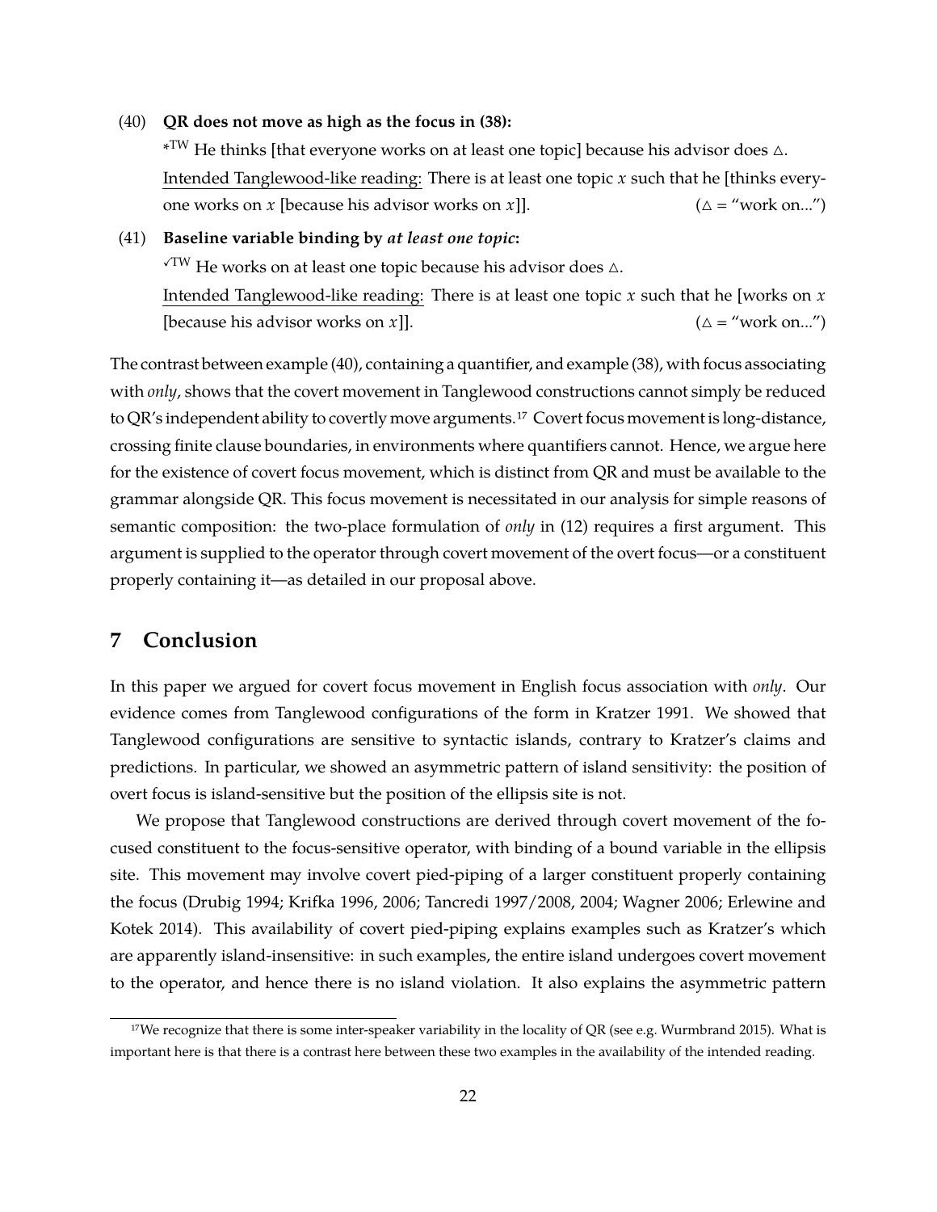(40) **QR does not move as high as the focus in (38):**

*[TW] He thinks [that everyone works on at least one topic] because his advisor does △.

Intended Tanglewood-like reading: There is at least one topic *x* such that he [thinks everyone works on *x* [because his advisor works on *x*]]. (△ = "work on...")

(41) **Baseline variable binding by *at least one topic*:**

✓[TW] He works on at least one topic because his advisor does △.

Intended Tanglewood-like reading: There is at least one topic *x* such that he [works on *x* [because his advisor works on *x*]]. (△ = "work on...")

The contrast between example (40), containing a quantifier, and example (38), with focus associating with *only*, shows that the covert movement in Tanglewood constructions cannot simply be reduced to QR's independent ability to covertly move arguments.[17] Covert focus movement is long-distance, crossing finite clause boundaries, in environments where quantifiers cannot. Hence, we argue here for the existence of covert focus movement, which is distinct from QR and must be available to the grammar alongside QR. This focus movement is necessitated in our analysis for simple reasons of semantic composition: the two-place formulation of *only* in (12) requires a first argument. This argument is supplied to the operator through covert movement of the overt focus—or a constituent properly containing it—as detailed in our proposal above.

## 7 Conclusion

In this paper we argued for covert focus movement in English focus association with *only*. Our evidence comes from Tanglewood configurations of the form in Kratzer 1991. We showed that Tanglewood configurations are sensitive to syntactic islands, contrary to Kratzer's claims and predictions. In particular, we showed an asymmetric pattern of island sensitivity: the position of overt focus is island-sensitive but the position of the ellipsis site is not.

We propose that Tanglewood constructions are derived through covert movement of the focused constituent to the focus-sensitive operator, with binding of a bound variable in the ellipsis site. This movement may involve covert pied-piping of a larger constituent properly containing the focus (Drubig 1994; Krifka 1996, 2006; Tancredi 1997/2008, 2004; Wagner 2006; Erlewine and Kotek 2014). This availability of covert pied-piping explains examples such as Kratzer's which are apparently island-insensitive: in such examples, the entire island undergoes covert movement to the operator, and hence there is no island violation. It also explains the asymmetric pattern

[17] We recognize that there is some inter-speaker variability in the locality of QR (see e.g. Wurmbrand 2015). What is important here is that there is a contrast here between these two examples in the availability of the intended reading.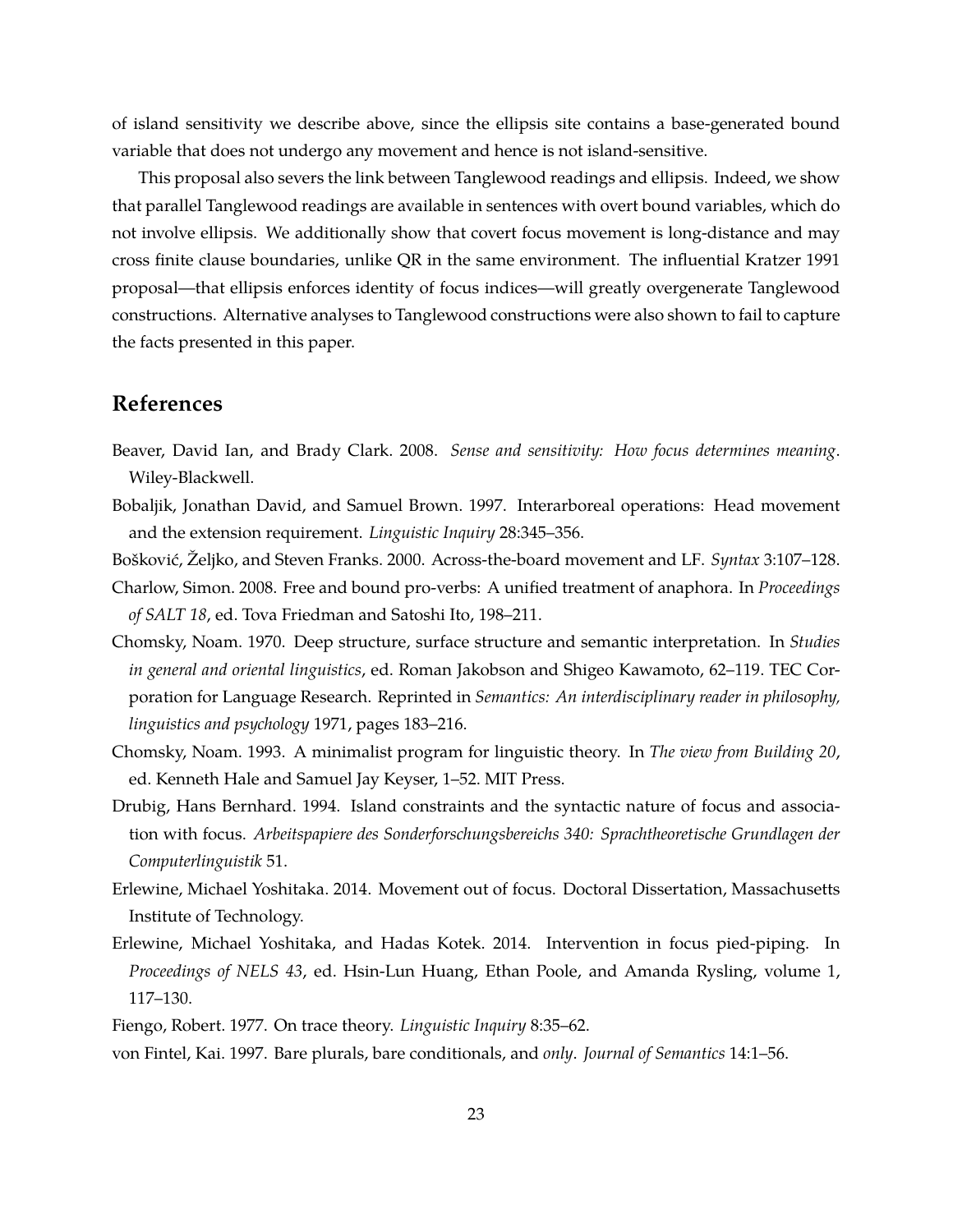of island sensitivity we describe above, since the ellipsis site contains a base-generated bound variable that does not undergo any movement and hence is not island-sensitive.

This proposal also severs the link between Tanglewood readings and ellipsis. Indeed, we show that parallel Tanglewood readings are available in sentences with overt bound variables, which do not involve ellipsis. We additionally show that covert focus movement is long-distance and may cross finite clause boundaries, unlike QR in the same environment. The influential Kratzer 1991 proposal—that ellipsis enforces identity of focus indices—will greatly overgenerate Tanglewood constructions. Alternative analyses to Tanglewood constructions were also shown to fail to capture the facts presented in this paper.

## References

Beaver, David Ian, and Brady Clark. 2008. *Sense and sensitivity: How focus determines meaning*. Wiley-Blackwell.

Bobaljik, Jonathan David, and Samuel Brown. 1997. Interarboreal operations: Head movement and the extension requirement. *Linguistic Inquiry* 28:345–356.

Bošković, Željko, and Steven Franks. 2000. Across-the-board movement and LF. *Syntax* 3:107–128.

Charlow, Simon. 2008. Free and bound pro-verbs: A unified treatment of anaphora. In *Proceedings of SALT 18*, ed. Tova Friedman and Satoshi Ito, 198–211.

Chomsky, Noam. 1970. Deep structure, surface structure and semantic interpretation. In *Studies in general and oriental linguistics*, ed. Roman Jakobson and Shigeo Kawamoto, 62–119. TEC Corporation for Language Research. Reprinted in *Semantics: An interdisciplinary reader in philosophy, linguistics and psychology* 1971, pages 183–216.

Chomsky, Noam. 1993. A minimalist program for linguistic theory. In *The view from Building 20*, ed. Kenneth Hale and Samuel Jay Keyser, 1–52. MIT Press.

Drubig, Hans Bernhard. 1994. Island constraints and the syntactic nature of focus and association with focus. *Arbeitspapiere des Sonderforschungsbereichs 340: Sprachtheoretische Grundlagen der Computerlinguistik* 51.

Erlewine, Michael Yoshitaka. 2014. Movement out of focus. Doctoral Dissertation, Massachusetts Institute of Technology.

Erlewine, Michael Yoshitaka, and Hadas Kotek. 2014. Intervention in focus pied-piping. In *Proceedings of NELS 43*, ed. Hsin-Lun Huang, Ethan Poole, and Amanda Rysling, volume 1, 117–130.

Fiengo, Robert. 1977. On trace theory. *Linguistic Inquiry* 8:35–62.

von Fintel, Kai. 1997. Bare plurals, bare conditionals, and *only*. *Journal of Semantics* 14:1–56.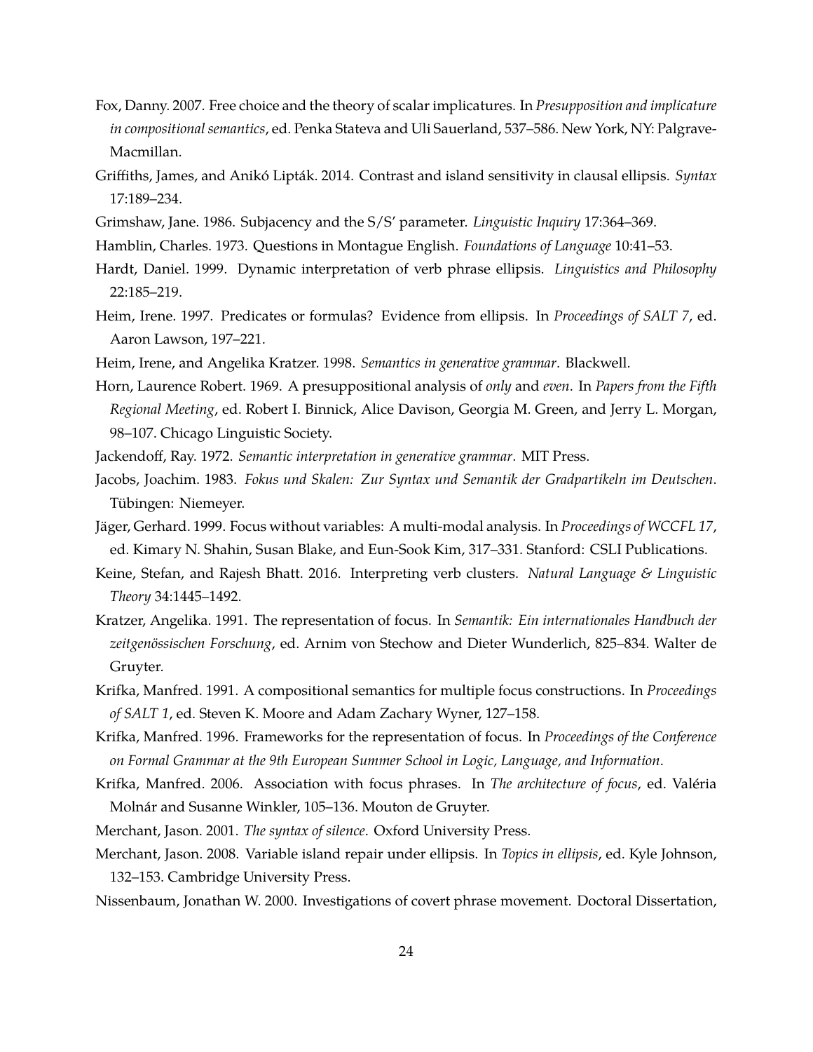Fox, Danny. 2007. Free choice and the theory of scalar implicatures. In *Presupposition and implicature in compositional semantics*, ed. Penka Stateva and Uli Sauerland, 537–586. New York, NY: Palgrave-Macmillan.

Griffiths, James, and Anikó Lipták. 2014. Contrast and island sensitivity in clausal ellipsis. *Syntax* 17:189–234.

Grimshaw, Jane. 1986. Subjacency and the S/S' parameter. *Linguistic Inquiry* 17:364–369.

Hamblin, Charles. 1973. Questions in Montague English. *Foundations of Language* 10:41–53.

Hardt, Daniel. 1999. Dynamic interpretation of verb phrase ellipsis. *Linguistics and Philosophy* 22:185–219.

Heim, Irene. 1997. Predicates or formulas? Evidence from ellipsis. In *Proceedings of SALT 7*, ed. Aaron Lawson, 197–221.

Heim, Irene, and Angelika Kratzer. 1998. *Semantics in generative grammar*. Blackwell.

Horn, Laurence Robert. 1969. A presuppositional analysis of *only* and *even*. In *Papers from the Fifth Regional Meeting*, ed. Robert I. Binnick, Alice Davison, Georgia M. Green, and Jerry L. Morgan, 98–107. Chicago Linguistic Society.

Jackendoff, Ray. 1972. *Semantic interpretation in generative grammar*. MIT Press.

Jacobs, Joachim. 1983. *Fokus und Skalen: Zur Syntax und Semantik der Gradpartikeln im Deutschen*. Tübingen: Niemeyer.

Jäger, Gerhard. 1999. Focus without variables: A multi-modal analysis. In *Proceedings of WCCFL 17*, ed. Kimary N. Shahin, Susan Blake, and Eun-Sook Kim, 317–331. Stanford: CSLI Publications.

Keine, Stefan, and Rajesh Bhatt. 2016. Interpreting verb clusters. *Natural Language & Linguistic Theory* 34:1445–1492.

Kratzer, Angelika. 1991. The representation of focus. In *Semantik: Ein internationales Handbuch der zeitgenössischen Forschung*, ed. Arnim von Stechow and Dieter Wunderlich, 825–834. Walter de Gruyter.

Krifka, Manfred. 1991. A compositional semantics for multiple focus constructions. In *Proceedings of SALT 1*, ed. Steven K. Moore and Adam Zachary Wyner, 127–158.

Krifka, Manfred. 1996. Frameworks for the representation of focus. In *Proceedings of the Conference on Formal Grammar at the 9th European Summer School in Logic, Language, and Information*.

Krifka, Manfred. 2006. Association with focus phrases. In *The architecture of focus*, ed. Valéria Molnár and Susanne Winkler, 105–136. Mouton de Gruyter.

Merchant, Jason. 2001. *The syntax of silence*. Oxford University Press.

Merchant, Jason. 2008. Variable island repair under ellipsis. In *Topics in ellipsis*, ed. Kyle Johnson, 132–153. Cambridge University Press.

Nissenbaum, Jonathan W. 2000. Investigations of covert phrase movement. Doctoral Dissertation,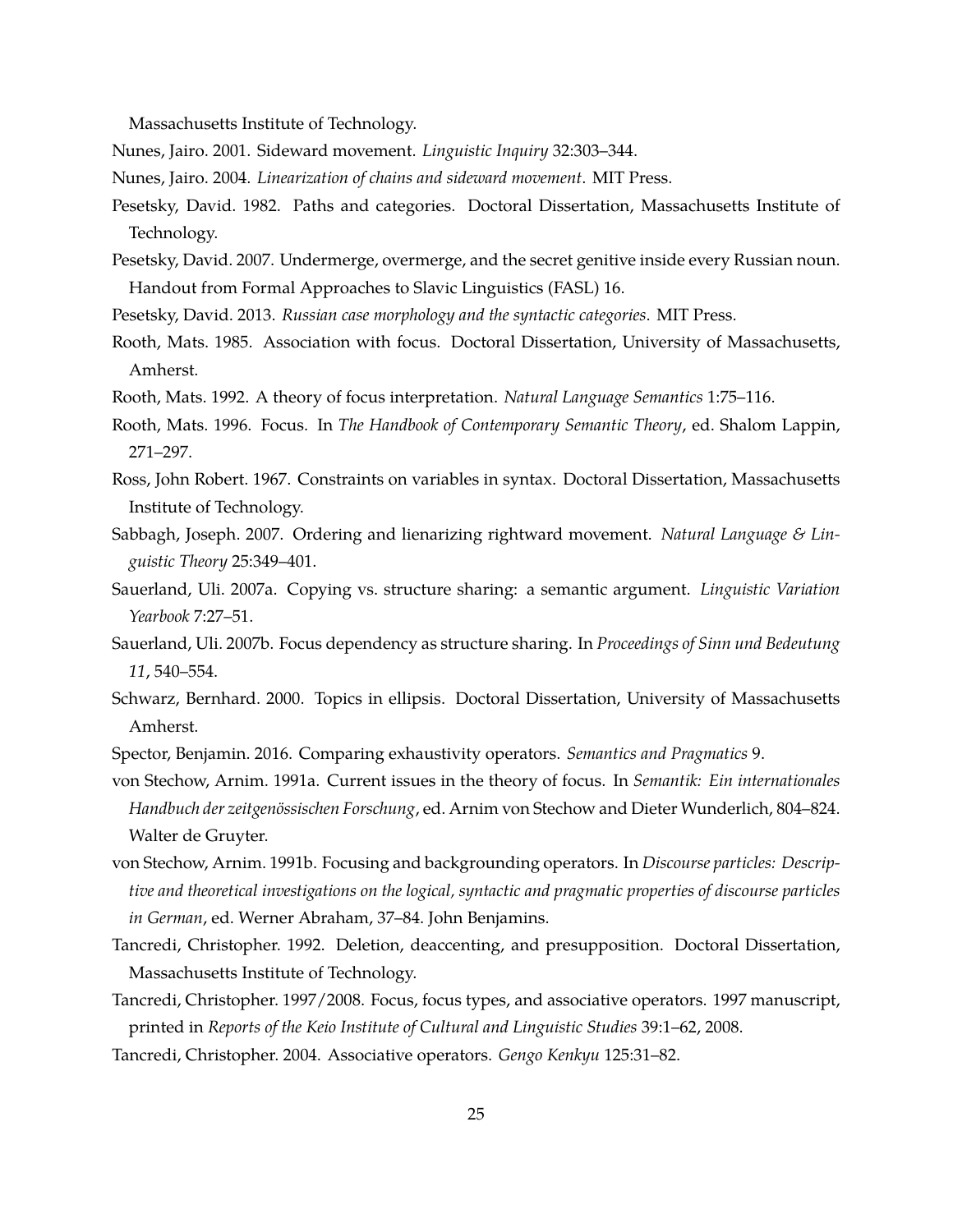Massachusetts Institute of Technology.

Nunes, Jairo. 2001. Sideward movement. *Linguistic Inquiry* 32:303–344.

Nunes, Jairo. 2004. *Linearization of chains and sideward movement*. MIT Press.

Pesetsky, David. 1982. Paths and categories. Doctoral Dissertation, Massachusetts Institute of Technology.

Pesetsky, David. 2007. Undermerge, overmerge, and the secret genitive inside every Russian noun. Handout from Formal Approaches to Slavic Linguistics (FASL) 16.

Pesetsky, David. 2013. *Russian case morphology and the syntactic categories*. MIT Press.

Rooth, Mats. 1985. Association with focus. Doctoral Dissertation, University of Massachusetts, Amherst.

Rooth, Mats. 1992. A theory of focus interpretation. *Natural Language Semantics* 1:75–116.

Rooth, Mats. 1996. Focus. In *The Handbook of Contemporary Semantic Theory*, ed. Shalom Lappin, 271–297.

Ross, John Robert. 1967. Constraints on variables in syntax. Doctoral Dissertation, Massachusetts Institute of Technology.

Sabbagh, Joseph. 2007. Ordering and lienarizing rightward movement. *Natural Language & Linguistic Theory* 25:349–401.

Sauerland, Uli. 2007a. Copying vs. structure sharing: a semantic argument. *Linguistic Variation Yearbook* 7:27–51.

Sauerland, Uli. 2007b. Focus dependency as structure sharing. In *Proceedings of Sinn und Bedeutung 11*, 540–554.

Schwarz, Bernhard. 2000. Topics in ellipsis. Doctoral Dissertation, University of Massachusetts Amherst.

Spector, Benjamin. 2016. Comparing exhaustivity operators. *Semantics and Pragmatics* 9.

von Stechow, Arnim. 1991a. Current issues in the theory of focus. In *Semantik: Ein internationales Handbuch der zeitgenössischen Forschung*, ed. Arnim von Stechow and Dieter Wunderlich, 804–824. Walter de Gruyter.

von Stechow, Arnim. 1991b. Focusing and backgrounding operators. In *Discourse particles: Descriptive and theoretical investigations on the logical, syntactic and pragmatic properties of discourse particles in German*, ed. Werner Abraham, 37–84. John Benjamins.

Tancredi, Christopher. 1992. Deletion, deaccenting, and presupposition. Doctoral Dissertation, Massachusetts Institute of Technology.

Tancredi, Christopher. 1997/2008. Focus, focus types, and associative operators. 1997 manuscript, printed in *Reports of the Keio Institute of Cultural and Linguistic Studies* 39:1–62, 2008.

Tancredi, Christopher. 2004. Associative operators. *Gengo Kenkyu* 125:31–82.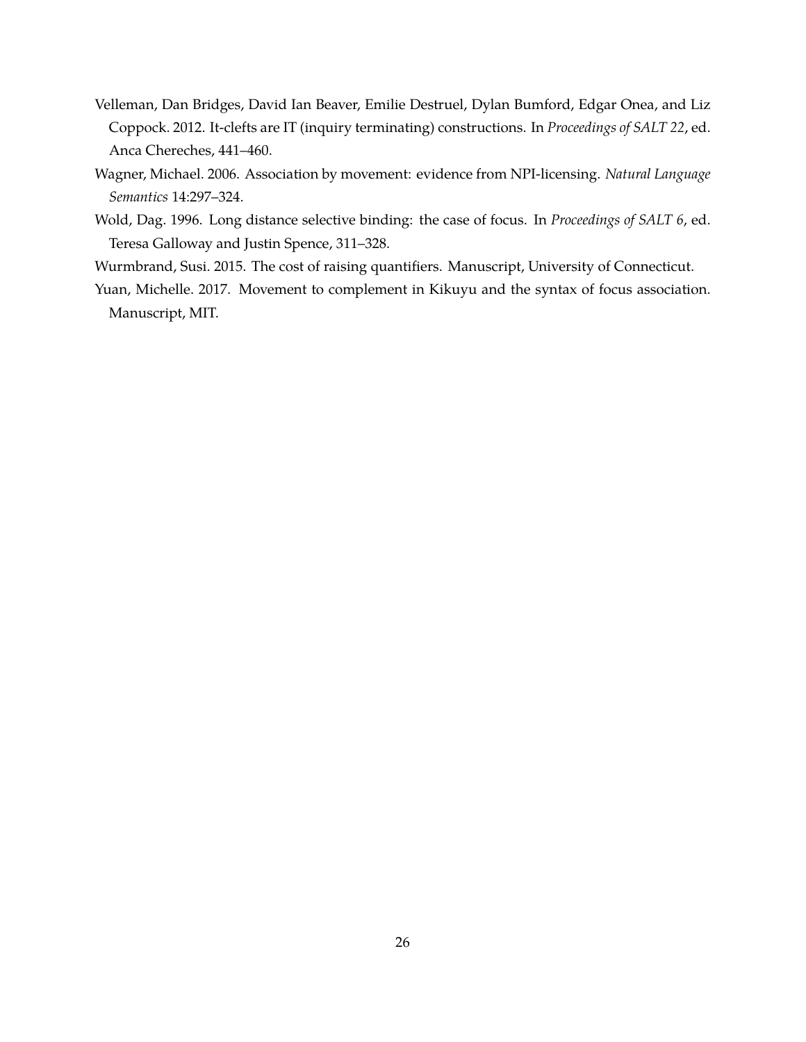Velleman, Dan Bridges, David Ian Beaver, Emilie Destruel, Dylan Bumford, Edgar Onea, and Liz Coppock. 2012. It-clefts are IT (inquiry terminating) constructions. In *Proceedings of SALT 22*, ed. Anca Chereches, 441–460.

Wagner, Michael. 2006. Association by movement: evidence from NPI-licensing. *Natural Language Semantics* 14:297–324.

Wold, Dag. 1996. Long distance selective binding: the case of focus. In *Proceedings of SALT 6*, ed. Teresa Galloway and Justin Spence, 311–328.

Wurmbrand, Susi. 2015. The cost of raising quantifiers. Manuscript, University of Connecticut.

Yuan, Michelle. 2017. Movement to complement in Kikuyu and the syntax of focus association. Manuscript, MIT.